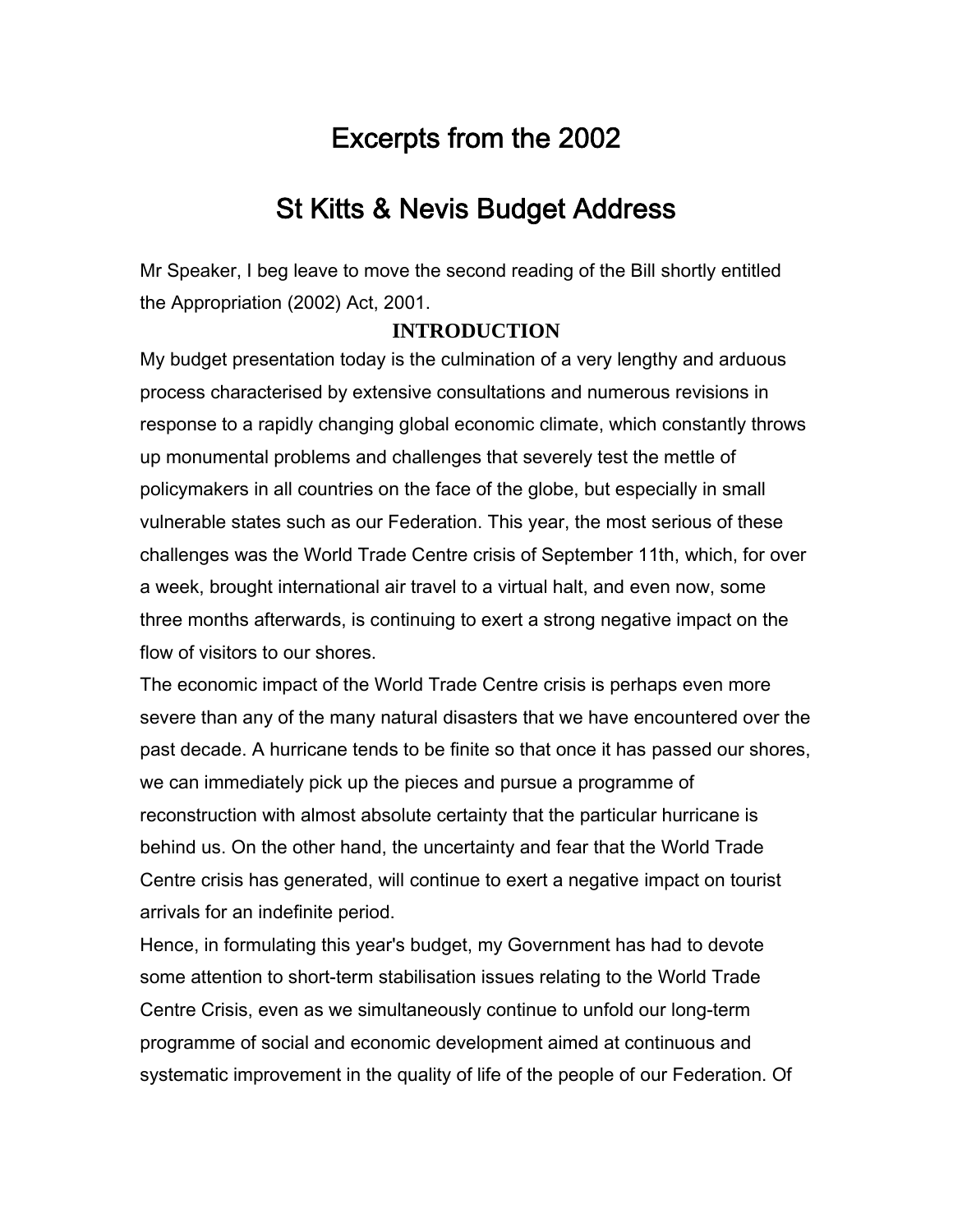# Excerpts from the 2002

# St Kitts & Nevis Budget Address

Mr Speaker, I beg leave to move the second reading of the Bill shortly entitled the Appropriation (2002) Act, 2001.

## INTRODUCTION

My budget presentation today is the culmination of a very lengthy and arduous process characterised by extensive consultations and numerous revisions in response to a rapidly changing global economic climate, which constantly throws up monumental problems and challenges that severely test the mettle of policymakers in all countries on the face of the globe, but especially in small vulnerable states such as our Federation. This year, the most serious of these challenges was the World Trade Centre crisis of September 11th, which, for over a week, brought international air travel to a virtual halt, and even now, some three months afterwards, is continuing to exert a strong negative impact on the flow of visitors to our shores.

The economic impact of the World Trade Centre crisis is perhaps even more severe than any of the many natural disasters that we have encountered over the past decade. A hurricane tends to be finite so that once it has passed our shores, we can immediately pick up the pieces and pursue a programme of reconstruction with almost absolute certainty that the particular hurricane is behind us. On the other hand, the uncertainty and fear that the World Trade Centre crisis has generated, will continue to exert a negative impact on tourist arrivals for an indefinite period.

Hence, in formulating this year's budget, my Government has had to devote some attention to short-term stabilisation issues relating to the World Trade Centre Crisis, even as we simultaneously continue to unfold our long-term programme of social and economic development aimed at continuous and systematic improvement in the quality of life of the people of our Federation. Of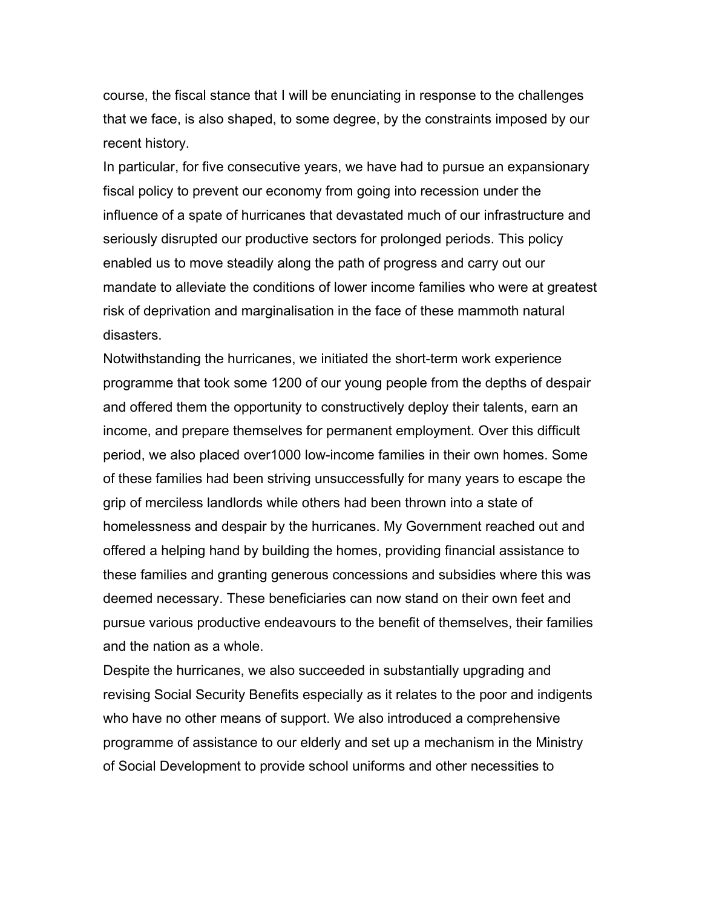course, the fiscal stance that I will be enunciating in response to the challenges that we face, is also shaped, to some degree, by the constraints imposed by our recent history.

In particular, for five consecutive years, we have had to pursue an expansionary fiscal policy to prevent our economy from going into recession under the influence of a spate of hurricanes that devastated much of our infrastructure and seriously disrupted our productive sectors for prolonged periods. This policy enabled us to move steadily along the path of progress and carry out our mandate to alleviate the conditions of lower income families who were at greatest risk of deprivation and marginalisation in the face of these mammoth natural disasters.

Notwithstanding the hurricanes, we initiated the short-term work experience programme that took some 1200 of our young people from the depths of despair and offered them the opportunity to constructively deploy their talents, earn an income, and prepare themselves for permanent employment. Over this difficult period, we also placed over1000 low-income families in their own homes. Some of these families had been striving unsuccessfully for many years to escape the grip of merciless landlords while others had been thrown into a state of homelessness and despair by the hurricanes. My Government reached out and offered a helping hand by building the homes, providing financial assistance to these families and granting generous concessions and subsidies where this was deemed necessary. These beneficiaries can now stand on their own feet and pursue various productive endeavours to the benefit of themselves, their families and the nation as a whole.

Despite the hurricanes, we also succeeded in substantially upgrading and revising Social Security Benefits especially as it relates to the poor and indigents who have no other means of support. We also introduced a comprehensive programme of assistance to our elderly and set up a mechanism in the Ministry of Social Development to provide school uniforms and other necessities to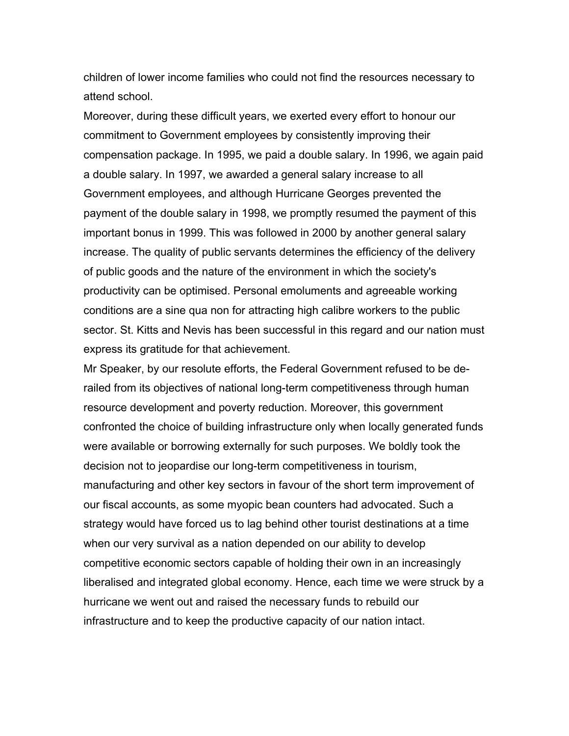children of lower income families who could not find the resources necessary to attend school.

Moreover, during these difficult years, we exerted every effort to honour our commitment to Government employees by consistently improving their compensation package. In 1995, we paid a double salary. In 1996, we again paid a double salary. In 1997, we awarded a general salary increase to all Government employees, and although Hurricane Georges prevented the payment of the double salary in 1998, we promptly resumed the payment of this important bonus in 1999. This was followed in 2000 by another general salary increase. The quality of public servants determines the efficiency of the delivery of public goods and the nature of the environment in which the society's productivity can be optimised. Personal emoluments and agreeable working conditions are a sine qua non for attracting high calibre workers to the public sector. St. Kitts and Nevis has been successful in this regard and our nation must express its gratitude for that achievement.

Mr Speaker, by our resolute efforts, the Federal Government refused to be de-railed from its objectives of national long-term competitiveness through human resource development and poverty reduction. Moreover, this government confronted the choice of building infrastructure only when locally generated funds were available or borrowing externally for such purposes. We boldly took the decision not to jeopardise our long-term competitiveness in tourism, manufacturing and other key sectors in favour of the short term improvement of our fiscal accounts, as some myopic bean counters had advocated. Such a strategy would have forced us to lag behind other tourist destinations at a time when our very survival as a nation depended on our ability to develop competitive economic sectors capable of holding their own in an increasingly liberalised and integrated global economy. Hence, each time we were struck by a hurricane we went out and raised the necessary funds to rebuild our infrastructure and to keep the productive capacity of our nation intact.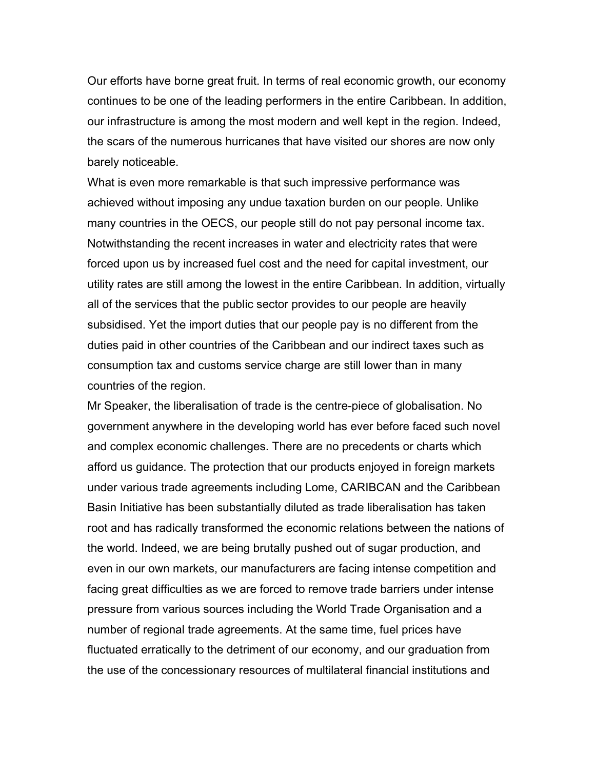Our efforts have borne great fruit. In terms of real economic growth, our economy continues to be one of the leading performers in the entire Caribbean. In addition, our infrastructure is among the most modern and well kept in the region. Indeed, the scars of the numerous hurricanes that have visited our shores are now only barely noticeable.

What is even more remarkable is that such impressive performance was achieved without imposing any undue taxation burden on our people. Unlike many countries in the OECS, our people still do not pay personal income tax. Notwithstanding the recent increases in water and electricity rates that were forced upon us by increased fuel cost and the need for capital investment, our utility rates are still among the lowest in the entire Caribbean. In addition, virtually all of the services that the public sector provides to our people are heavily subsidised. Yet the import duties that our people pay is no different from the duties paid in other countries of the Caribbean and our indirect taxes such as consumption tax and customs service charge are still lower than in many countries of the region.

Mr Speaker, the liberalisation of trade is the centre-piece of globalisation. No government anywhere in the developing world has ever before faced such novel and complex economic challenges. There are no precedents or charts which afford us guidance. The protection that our products enjoyed in foreign markets under various trade agreements including Lome, CARIBCAN and the Caribbean Basin Initiative has been substantially diluted as trade liberalisation has taken root and has radically transformed the economic relations between the nations of the world. Indeed, we are being brutally pushed out of sugar production, and even in our own markets, our manufacturers are facing intense competition and facing great difficulties as we are forced to remove trade barriers under intense pressure from various sources including the World Trade Organisation and a number of regional trade agreements. At the same time, fuel prices have fluctuated erratically to the detriment of our economy, and our graduation from the use of the concessionary resources of multilateral financial institutions and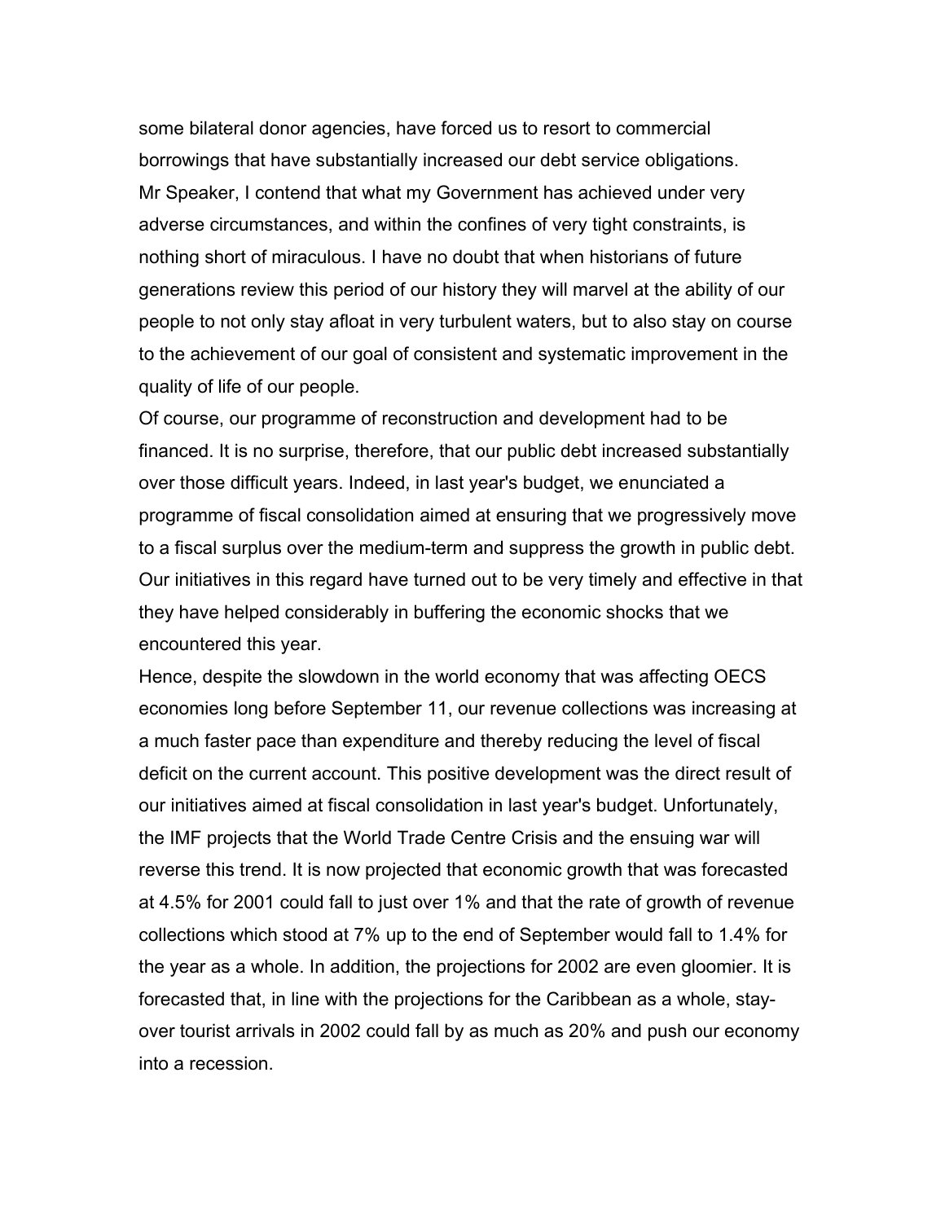some bilateral donor agencies, have forced us to resort to commercial borrowings that have substantially increased our debt service obligations.

Mr Speaker, I contend that what my Government has achieved under very adverse circumstances, and within the confines of very tight constraints, is nothing short of miraculous. I have no doubt that when historians of future generations review this period of our history they will marvel at the ability of our people to not only stay afloat in very turbulent waters, but to also stay on course to the achievement of our goal of consistent and systematic improvement in the quality of life of our people.

Of course, our programme of reconstruction and development had to be financed. It is no surprise, therefore, that our public debt increased substantially over those difficult years. Indeed, in last year's budget, we enunciated a programme of fiscal consolidation aimed at ensuring that we progressively move to a fiscal surplus over the medium-term and suppress the growth in public debt. Our initiatives in this regard have turned out to be very timely and effective in that they have helped considerably in buffering the economic shocks that we encountered this year.

Hence, despite the slowdown in the world economy that was affecting OECS economies long before September 11, our revenue collections was increasing at a much faster pace than expenditure and thereby reducing the level of fiscal deficit on the current account. This positive development was the direct result of our initiatives aimed at fiscal consolidation in last year's budget. Unfortunately, the IMF projects that the World Trade Centre Crisis and the ensuing war will reverse this trend. It is now projected that economic growth that was forecasted at 4.5% for 2001 could fall to just over 1% and that the rate of growth of revenue collections which stood at 7% up to the end of September would fall to 1.4% for the year as a whole. In addition, the projections for 2002 are even gloomier. It is forecasted that, in line with the projections for the Caribbean as a whole, stay-over tourist arrivals in 2002 could fall by as much as 20% and push our economy into a recession.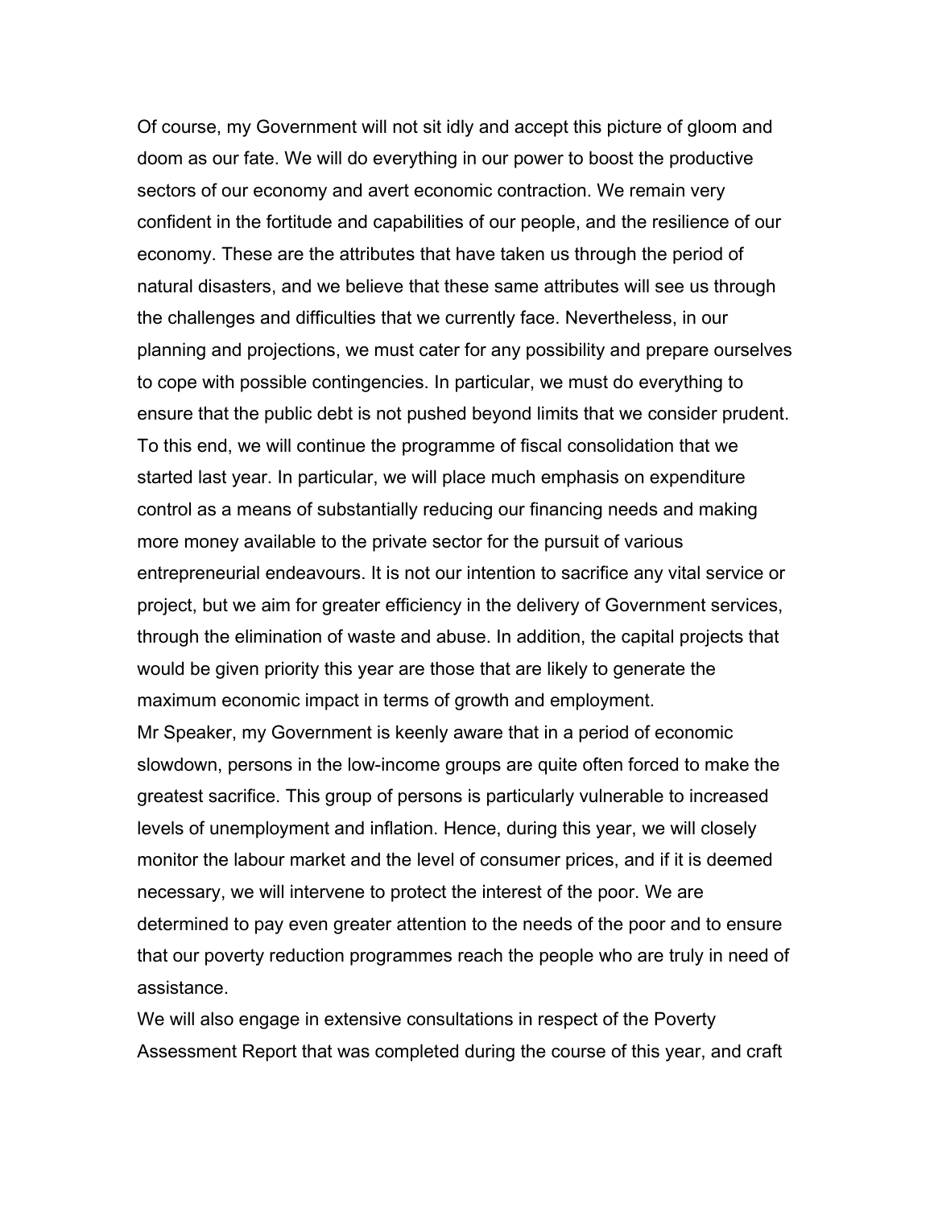Of course, my Government will not sit idly and accept this picture of gloom and doom as our fate. We will do everything in our power to boost the productive sectors of our economy and avert economic contraction. We remain very confident in the fortitude and capabilities of our people, and the resilience of our economy. These are the attributes that have taken us through the period of natural disasters, and we believe that these same attributes will see us through the challenges and difficulties that we currently face. Nevertheless, in our planning and projections, we must cater for any possibility and prepare ourselves to cope with possible contingencies. In particular, we must do everything to ensure that the public debt is not pushed beyond limits that we consider prudent. To this end, we will continue the programme of fiscal consolidation that we started last year. In particular, we will place much emphasis on expenditure control as a means of substantially reducing our financing needs and making more money available to the private sector for the pursuit of various entrepreneurial endeavours. It is not our intention to sacrifice any vital service or project, but we aim for greater efficiency in the delivery of Government services, through the elimination of waste and abuse. In addition, the capital projects that would be given priority this year are those that are likely to generate the maximum economic impact in terms of growth and employment.

Mr Speaker, my Government is keenly aware that in a period of economic slowdown, persons in the low-income groups are quite often forced to make the greatest sacrifice. This group of persons is particularly vulnerable to increased levels of unemployment and inflation. Hence, during this year, we will closely monitor the labour market and the level of consumer prices, and if it is deemed necessary, we will intervene to protect the interest of the poor. We are determined to pay even greater attention to the needs of the poor and to ensure that our poverty reduction programmes reach the people who are truly in need of assistance.

We will also engage in extensive consultations in respect of the Poverty Assessment Report that was completed during the course of this year, and craft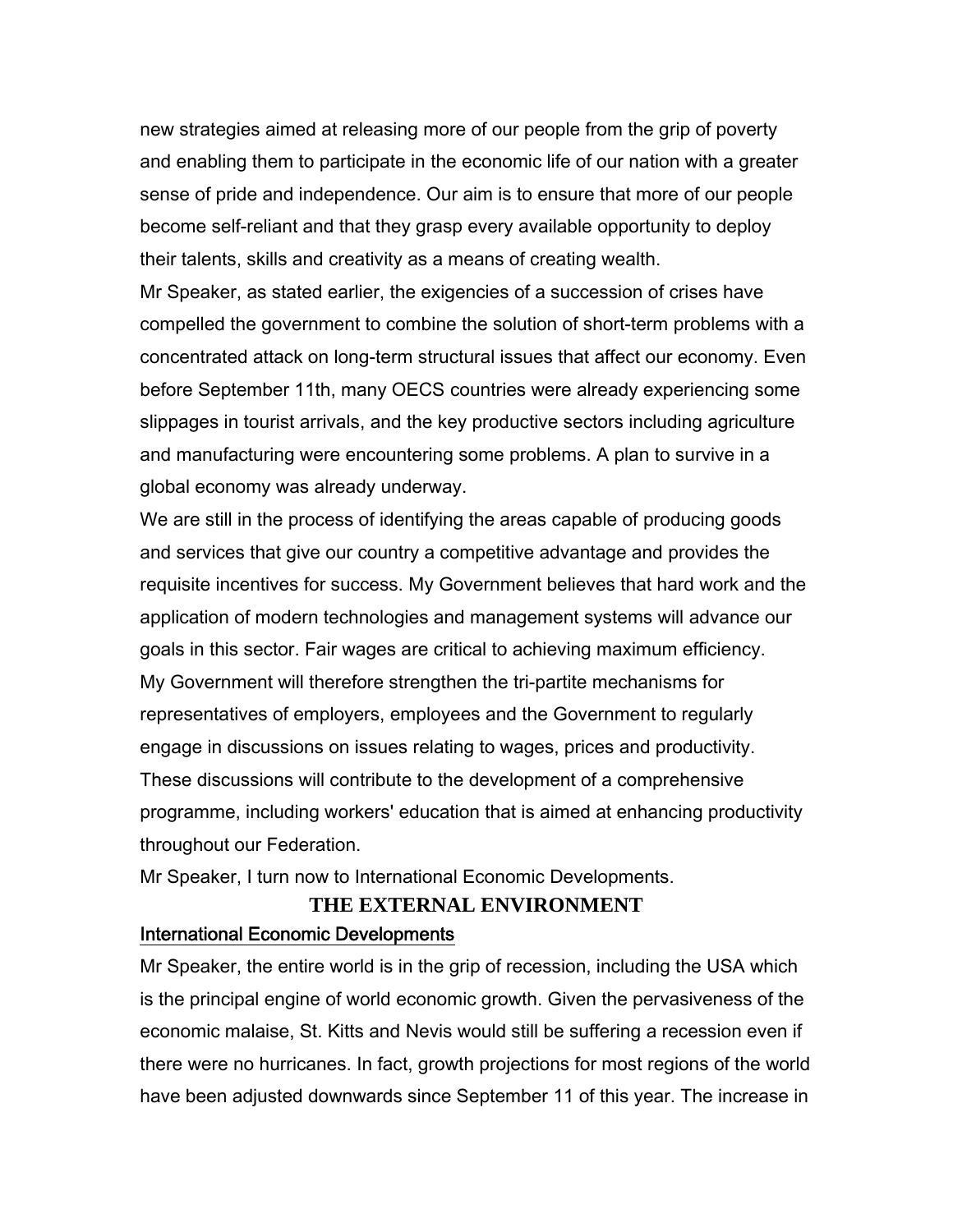new strategies aimed at releasing more of our people from the grip of poverty and enabling them to participate in the economic life of our nation with a greater sense of pride and independence. Our aim is to ensure that more of our people become self-reliant and that they grasp every available opportunity to deploy their talents, skills and creativity as a means of creating wealth.

Mr Speaker, as stated earlier, the exigencies of a succession of crises have compelled the government to combine the solution of short-term problems with a concentrated attack on long-term structural issues that affect our economy. Even before September 11th, many OECS countries were already experiencing some slippages in tourist arrivals, and the key productive sectors including agriculture and manufacturing were encountering some problems. A plan to survive in a global economy was already underway.

We are still in the process of identifying the areas capable of producing goods and services that give our country a competitive advantage and provides the requisite incentives for success. My Government believes that hard work and the application of modern technologies and management systems will advance our goals in this sector. Fair wages are critical to achieving maximum efficiency.

My Government will therefore strengthen the tri-partite mechanisms for representatives of employers, employees and the Government to regularly engage in discussions on issues relating to wages, prices and productivity. These discussions will contribute to the development of a comprehensive programme, including workers' education that is aimed at enhancing productivity throughout our Federation.

Mr Speaker, I turn now to International Economic Developments.

## THE EXTERNAL ENVIRONMENT

### International Economic Developments

Mr Speaker, the entire world is in the grip of recession, including the USA which is the principal engine of world economic growth. Given the pervasiveness of the economic malaise, St. Kitts and Nevis would still be suffering a recession even if there were no hurricanes. In fact, growth projections for most regions of the world have been adjusted downwards since September 11 of this year. The increase in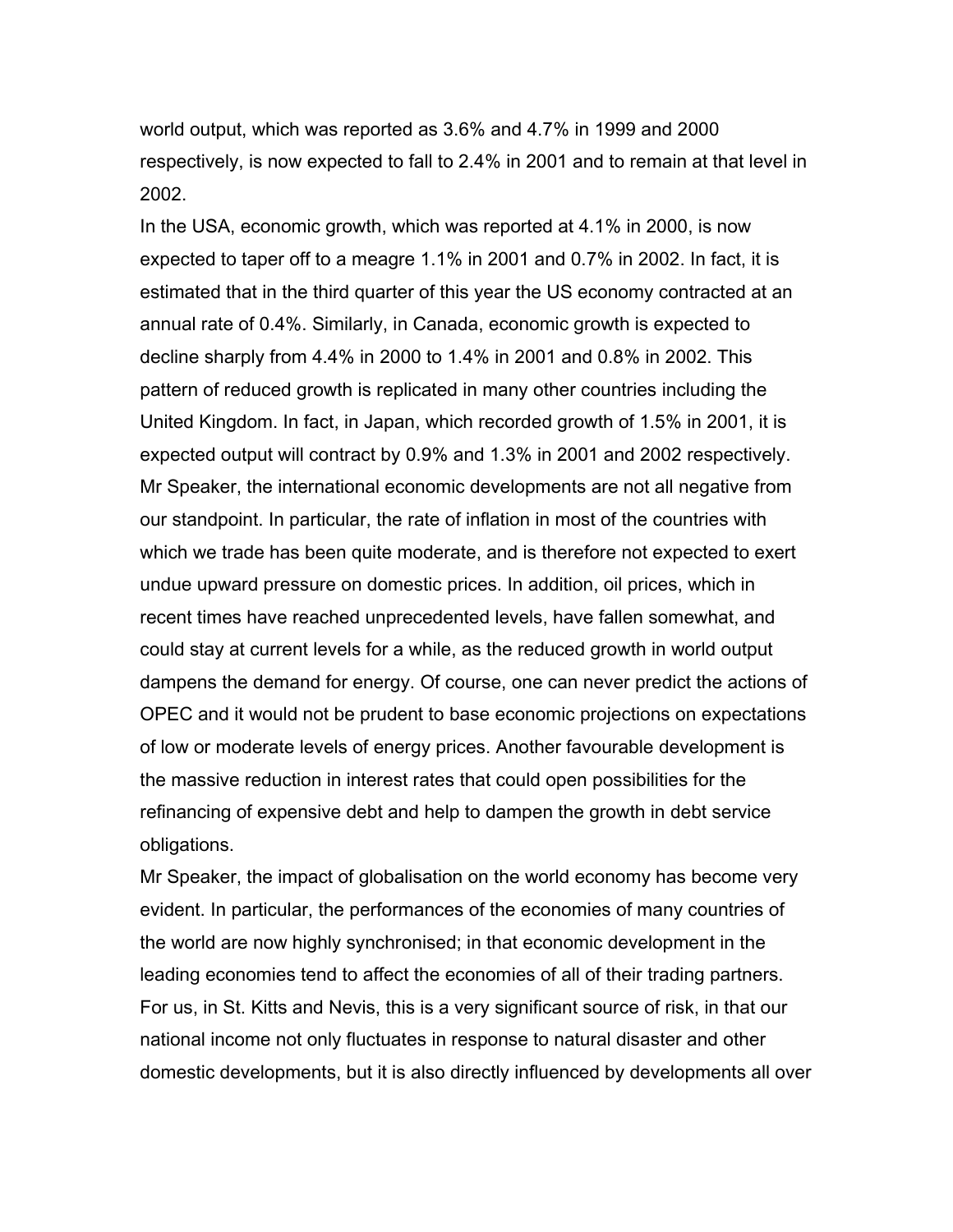world output, which was reported as 3.6% and 4.7% in 1999 and 2000 respectively, is now expected to fall to 2.4% in 2001 and to remain at that level in 2002.

In the USA, economic growth, which was reported at 4.1% in 2000, is now expected to taper off to a meagre 1.1% in 2001 and 0.7% in 2002. In fact, it is estimated that in the third quarter of this year the US economy contracted at an annual rate of 0.4%. Similarly, in Canada, economic growth is expected to decline sharply from 4.4% in 2000 to 1.4% in 2001 and 0.8% in 2002. This pattern of reduced growth is replicated in many other countries including the United Kingdom. In fact, in Japan, which recorded growth of 1.5% in 2001, it is expected output will contract by 0.9% and 1.3% in 2001 and 2002 respectively.

Mr Speaker, the international economic developments are not all negative from our standpoint. In particular, the rate of inflation in most of the countries with which we trade has been quite moderate, and is therefore not expected to exert undue upward pressure on domestic prices. In addition, oil prices, which in recent times have reached unprecedented levels, have fallen somewhat, and could stay at current levels for a while, as the reduced growth in world output dampens the demand for energy. Of course, one can never predict the actions of OPEC and it would not be prudent to base economic projections on expectations of low or moderate levels of energy prices. Another favourable development is the massive reduction in interest rates that could open possibilities for the refinancing of expensive debt and help to dampen the growth in debt service obligations.

Mr Speaker, the impact of globalisation on the world economy has become very evident. In particular, the performances of the economies of many countries of the world are now highly synchronised; in that economic development in the leading economies tend to affect the economies of all of their trading partners. For us, in St. Kitts and Nevis, this is a very significant source of risk, in that our national income not only fluctuates in response to natural disaster and other domestic developments, but it is also directly influenced by developments all over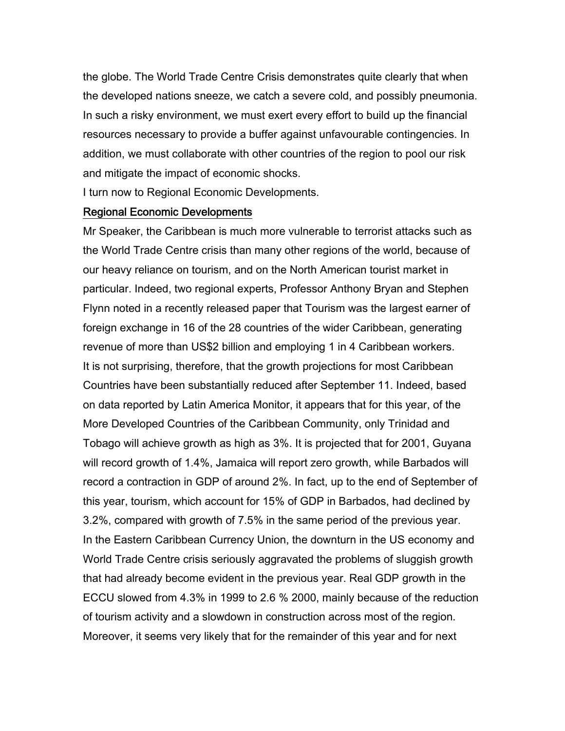the globe. The World Trade Centre Crisis demonstrates quite clearly that when the developed nations sneeze, we catch a severe cold, and possibly pneumonia. In such a risky environment, we must exert every effort to build up the financial resources necessary to provide a buffer against unfavourable contingencies. In addition, we must collaborate with other countries of the region to pool our risk and mitigate the impact of economic shocks.

I turn now to Regional Economic Developments.

## Regional Economic Developments

Mr Speaker, the Caribbean is much more vulnerable to terrorist attacks such as the World Trade Centre crisis than many other regions of the world, because of our heavy reliance on tourism, and on the North American tourist market in particular. Indeed, two regional experts, Professor Anthony Bryan and Stephen Flynn noted in a recently released paper that Tourism was the largest earner of foreign exchange in 16 of the 28 countries of the wider Caribbean, generating revenue of more than US$2 billion and employing 1 in 4 Caribbean workers.

It is not surprising, therefore, that the growth projections for most Caribbean Countries have been substantially reduced after September 11. Indeed, based on data reported by Latin America Monitor, it appears that for this year, of the More Developed Countries of the Caribbean Community, only Trinidad and Tobago will achieve growth as high as 3%. It is projected that for 2001, Guyana will record growth of 1.4%, Jamaica will report zero growth, while Barbados will record a contraction in GDP of around 2%. In fact, up to the end of September of this year, tourism, which account for 15% of GDP in Barbados, had declined by 3.2%, compared with growth of 7.5% in the same period of the previous year.

In the Eastern Caribbean Currency Union, the downturn in the US economy and World Trade Centre crisis seriously aggravated the problems of sluggish growth that had already become evident in the previous year. Real GDP growth in the ECCU slowed from 4.3% in 1999 to 2.6 % 2000, mainly because of the reduction of tourism activity and a slowdown in construction across most of the region. Moreover, it seems very likely that for the remainder of this year and for next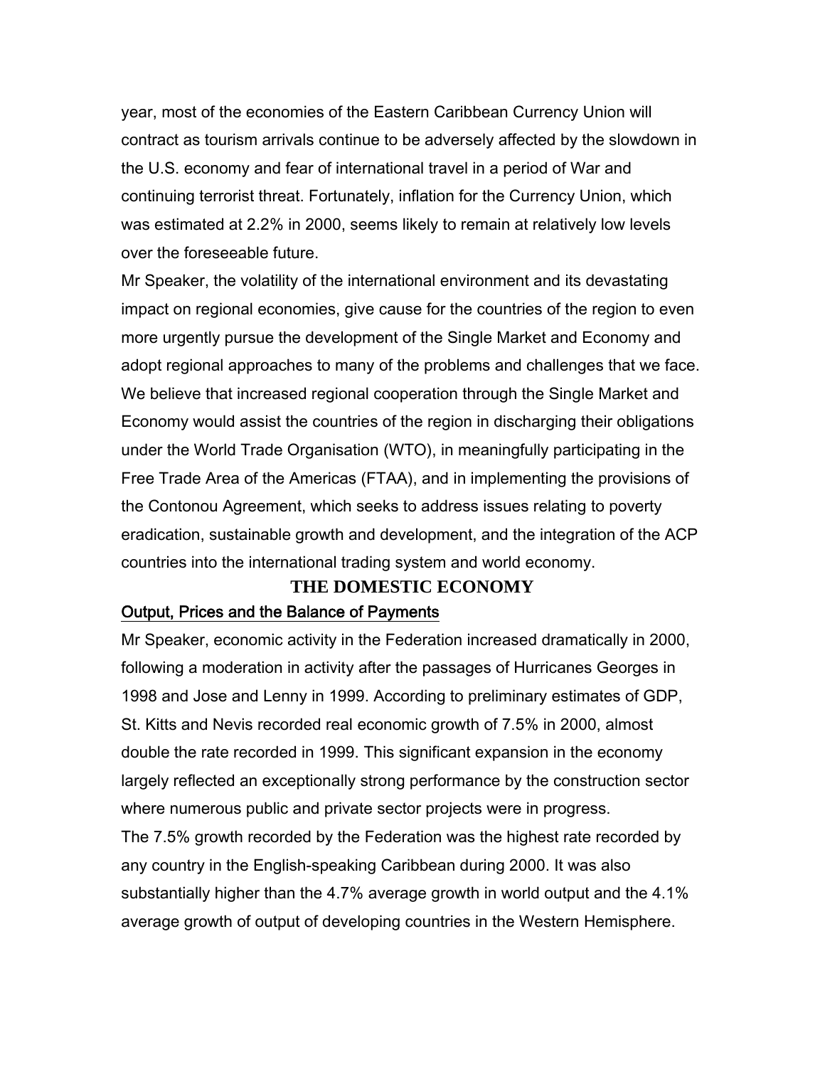year, most of the economies of the Eastern Caribbean Currency Union will contract as tourism arrivals continue to be adversely affected by the slowdown in the U.S. economy and fear of international travel in a period of War and continuing terrorist threat. Fortunately, inflation for the Currency Union, which was estimated at 2.2% in 2000, seems likely to remain at relatively low levels over the foreseeable future.

Mr Speaker, the volatility of the international environment and its devastating impact on regional economies, give cause for the countries of the region to even more urgently pursue the development of the Single Market and Economy and adopt regional approaches to many of the problems and challenges that we face. We believe that increased regional cooperation through the Single Market and Economy would assist the countries of the region in discharging their obligations under the World Trade Organisation (WTO), in meaningfully participating in the Free Trade Area of the Americas (FTAA), and in implementing the provisions of the Contonou Agreement, which seeks to address issues relating to poverty eradication, sustainable growth and development, and the integration of the ACP countries into the international trading system and world economy.

## THE DOMESTIC ECONOMY

### Output, Prices and the Balance of Payments

Mr Speaker, economic activity in the Federation increased dramatically in 2000, following a moderation in activity after the passages of Hurricanes Georges in 1998 and Jose and Lenny in 1999. According to preliminary estimates of GDP, St. Kitts and Nevis recorded real economic growth of 7.5% in 2000, almost double the rate recorded in 1999. This significant expansion in the economy largely reflected an exceptionally strong performance by the construction sector where numerous public and private sector projects were in progress.

The 7.5% growth recorded by the Federation was the highest rate recorded by any country in the English-speaking Caribbean during 2000. It was also substantially higher than the 4.7% average growth in world output and the 4.1% average growth of output of developing countries in the Western Hemisphere.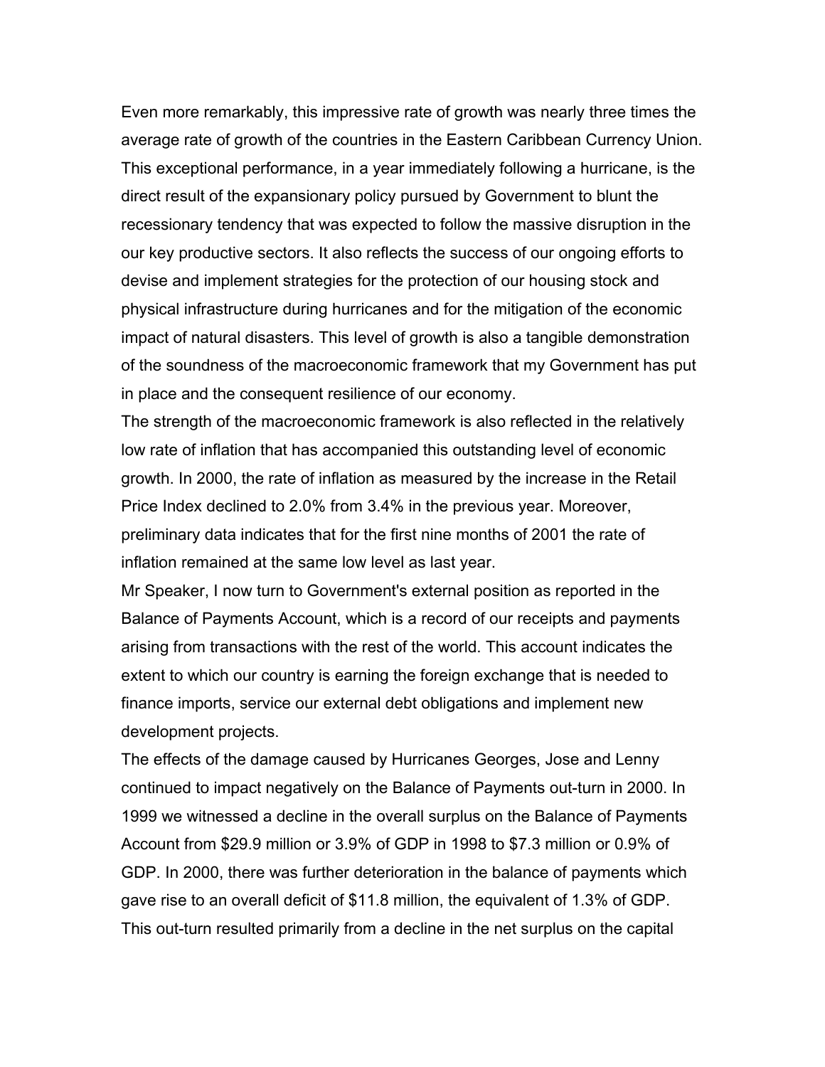Even more remarkably, this impressive rate of growth was nearly three times the average rate of growth of the countries in the Eastern Caribbean Currency Union. This exceptional performance, in a year immediately following a hurricane, is the direct result of the expansionary policy pursued by Government to blunt the recessionary tendency that was expected to follow the massive disruption in the our key productive sectors. It also reflects the success of our ongoing efforts to devise and implement strategies for the protection of our housing stock and physical infrastructure during hurricanes and for the mitigation of the economic impact of natural disasters. This level of growth is also a tangible demonstration of the soundness of the macroeconomic framework that my Government has put in place and the consequent resilience of our economy.

The strength of the macroeconomic framework is also reflected in the relatively low rate of inflation that has accompanied this outstanding level of economic growth. In 2000, the rate of inflation as measured by the increase in the Retail Price Index declined to 2.0% from 3.4% in the previous year. Moreover, preliminary data indicates that for the first nine months of 2001 the rate of inflation remained at the same low level as last year.

Mr Speaker, I now turn to Government's external position as reported in the Balance of Payments Account, which is a record of our receipts and payments arising from transactions with the rest of the world. This account indicates the extent to which our country is earning the foreign exchange that is needed to finance imports, service our external debt obligations and implement new development projects.

The effects of the damage caused by Hurricanes Georges, Jose and Lenny continued to impact negatively on the Balance of Payments out-turn in 2000. In 1999 we witnessed a decline in the overall surplus on the Balance of Payments Account from $29.9 million or 3.9% of GDP in 1998 to $7.3 million or 0.9% of GDP. In 2000, there was further deterioration in the balance of payments which gave rise to an overall deficit of $11.8 million, the equivalent of 1.3% of GDP. This out-turn resulted primarily from a decline in the net surplus on the capital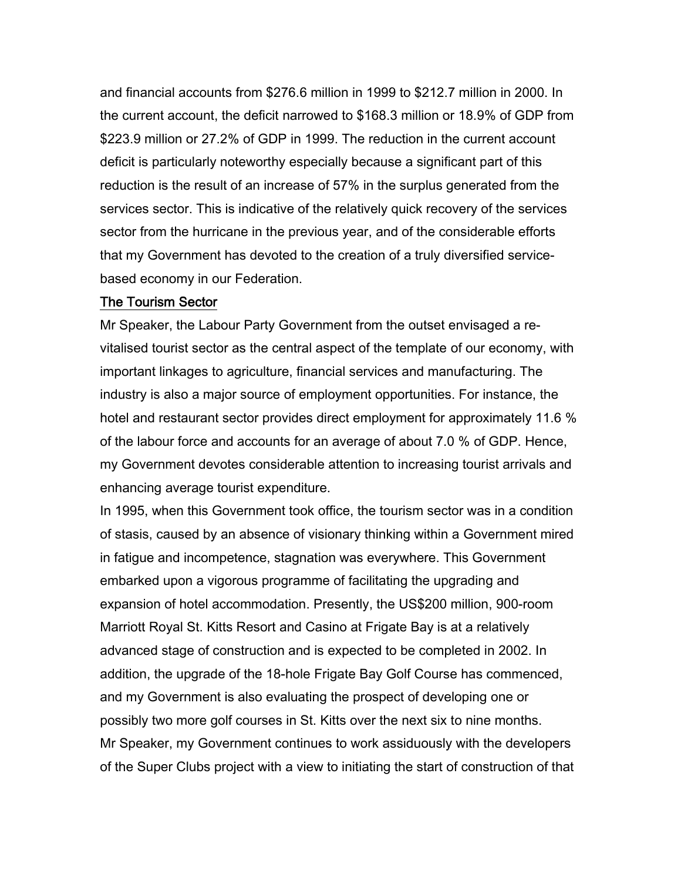and financial accounts from $276.6 million in 1999 to $212.7 million in 2000. In the current account, the deficit narrowed to $168.3 million or 18.9% of GDP from $223.9 million or 27.2% of GDP in 1999. The reduction in the current account deficit is particularly noteworthy especially because a significant part of this reduction is the result of an increase of 57% in the surplus generated from the services sector. This is indicative of the relatively quick recovery of the services sector from the hurricane in the previous year, and of the considerable efforts that my Government has devoted to the creation of a truly diversified service-based economy in our Federation.

## The Tourism Sector

Mr Speaker, the Labour Party Government from the outset envisaged a re-vitalised tourist sector as the central aspect of the template of our economy, with important linkages to agriculture, financial services and manufacturing. The industry is also a major source of employment opportunities. For instance, the hotel and restaurant sector provides direct employment for approximately 11.6 % of the labour force and accounts for an average of about 7.0 % of GDP. Hence, my Government devotes considerable attention to increasing tourist arrivals and enhancing average tourist expenditure.

In 1995, when this Government took office, the tourism sector was in a condition of stasis, caused by an absence of visionary thinking within a Government mired in fatigue and incompetence, stagnation was everywhere. This Government embarked upon a vigorous programme of facilitating the upgrading and expansion of hotel accommodation. Presently, the US$200 million, 900-room Marriott Royal St. Kitts Resort and Casino at Frigate Bay is at a relatively advanced stage of construction and is expected to be completed in 2002. In addition, the upgrade of the 18-hole Frigate Bay Golf Course has commenced, and my Government is also evaluating the prospect of developing one or possibly two more golf courses in St. Kitts over the next six to nine months.

Mr Speaker, my Government continues to work assiduously with the developers of the Super Clubs project with a view to initiating the start of construction of that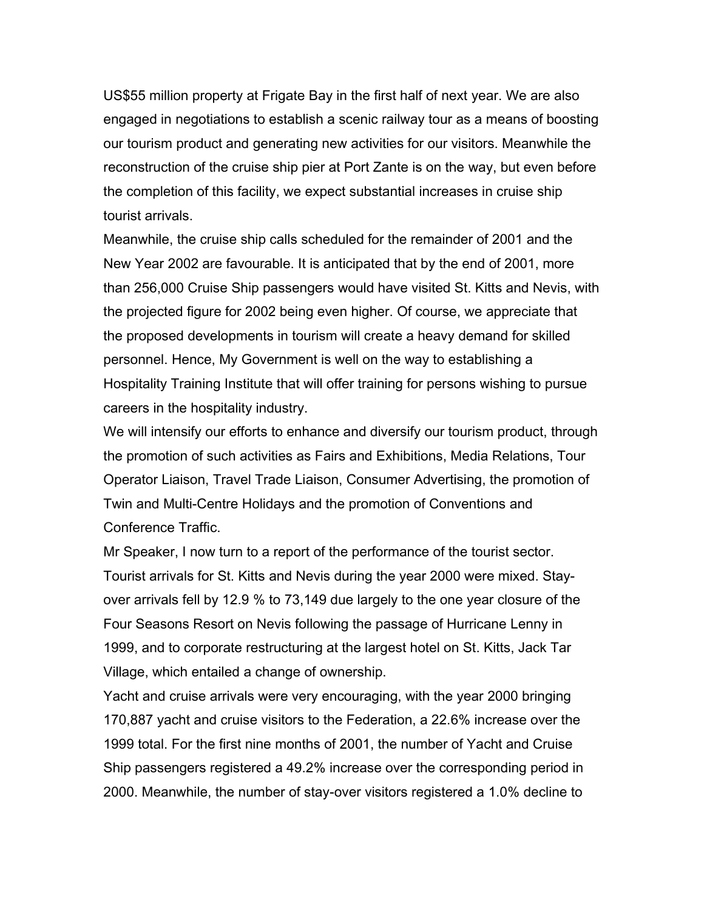US$55 million property at Frigate Bay in the first half of next year. We are also engaged in negotiations to establish a scenic railway tour as a means of boosting our tourism product and generating new activities for our visitors. Meanwhile the reconstruction of the cruise ship pier at Port Zante is on the way, but even before the completion of this facility, we expect substantial increases in cruise ship tourist arrivals.

Meanwhile, the cruise ship calls scheduled for the remainder of 2001 and the New Year 2002 are favourable. It is anticipated that by the end of 2001, more than 256,000 Cruise Ship passengers would have visited St. Kitts and Nevis, with the projected figure for 2002 being even higher. Of course, we appreciate that the proposed developments in tourism will create a heavy demand for skilled personnel. Hence, My Government is well on the way to establishing a Hospitality Training Institute that will offer training for persons wishing to pursue careers in the hospitality industry.

We will intensify our efforts to enhance and diversify our tourism product, through the promotion of such activities as Fairs and Exhibitions, Media Relations, Tour Operator Liaison, Travel Trade Liaison, Consumer Advertising, the promotion of Twin and Multi-Centre Holidays and the promotion of Conventions and Conference Traffic.

Mr Speaker, I now turn to a report of the performance of the tourist sector. Tourist arrivals for St. Kitts and Nevis during the year 2000 were mixed. Stay-over arrivals fell by 12.9 % to 73,149 due largely to the one year closure of the Four Seasons Resort on Nevis following the passage of Hurricane Lenny in 1999, and to corporate restructuring at the largest hotel on St. Kitts, Jack Tar Village, which entailed a change of ownership.

Yacht and cruise arrivals were very encouraging, with the year 2000 bringing 170,887 yacht and cruise visitors to the Federation, a 22.6% increase over the 1999 total. For the first nine months of 2001, the number of Yacht and Cruise Ship passengers registered a 49.2% increase over the corresponding period in 2000. Meanwhile, the number of stay-over visitors registered a 1.0% decline to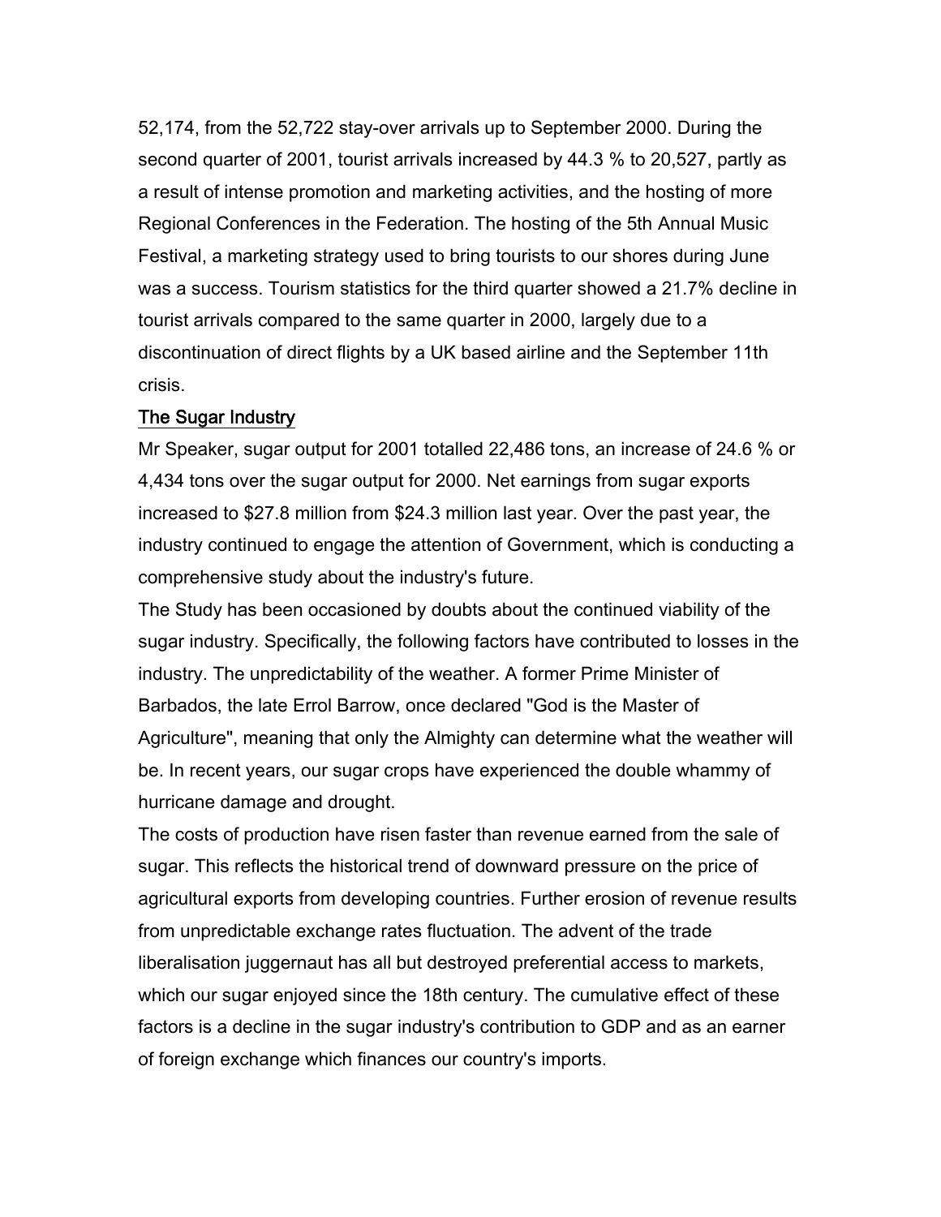52,174, from the 52,722 stay-over arrivals up to September 2000. During the second quarter of 2001, tourist arrivals increased by 44.3 % to 20,527, partly as a result of intense promotion and marketing activities, and the hosting of more Regional Conferences in the Federation. The hosting of the 5th Annual Music Festival, a marketing strategy used to bring tourists to our shores during June was a success. Tourism statistics for the third quarter showed a 21.7% decline in tourist arrivals compared to the same quarter in 2000, largely due to a discontinuation of direct flights by a UK based airline and the September 11th crisis.

## The Sugar Industry

Mr Speaker, sugar output for 2001 totalled 22,486 tons, an increase of 24.6 % or 4,434 tons over the sugar output for 2000. Net earnings from sugar exports increased to $27.8 million from $24.3 million last year. Over the past year, the industry continued to engage the attention of Government, which is conducting a comprehensive study about the industry's future.

The Study has been occasioned by doubts about the continued viability of the sugar industry. Specifically, the following factors have contributed to losses in the industry. The unpredictability of the weather. A former Prime Minister of Barbados, the late Errol Barrow, once declared "God is the Master of Agriculture", meaning that only the Almighty can determine what the weather will be. In recent years, our sugar crops have experienced the double whammy of hurricane damage and drought.

The costs of production have risen faster than revenue earned from the sale of sugar. This reflects the historical trend of downward pressure on the price of agricultural exports from developing countries. Further erosion of revenue results from unpredictable exchange rates fluctuation. The advent of the trade liberalisation juggernaut has all but destroyed preferential access to markets, which our sugar enjoyed since the 18th century. The cumulative effect of these factors is a decline in the sugar industry's contribution to GDP and as an earner of foreign exchange which finances our country's imports.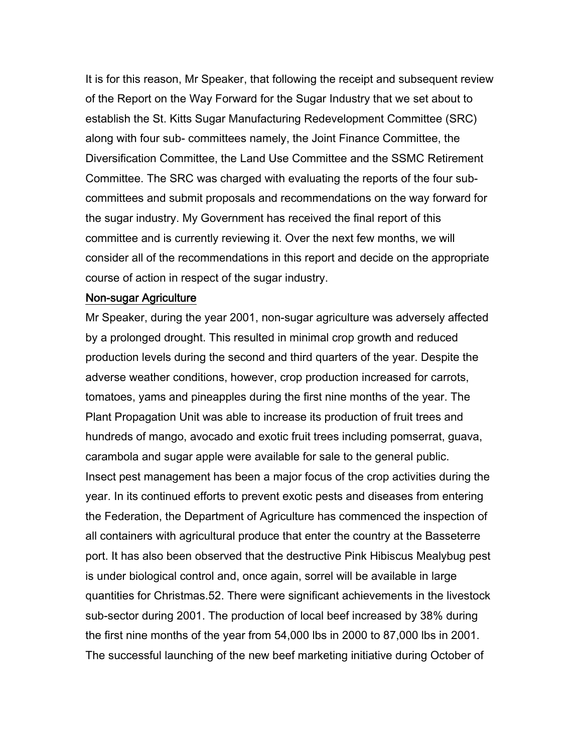It is for this reason, Mr Speaker, that following the receipt and subsequent review of the Report on the Way Forward for the Sugar Industry that we set about to establish the St. Kitts Sugar Manufacturing Redevelopment Committee (SRC) along with four sub- committees namely, the Joint Finance Committee, the Diversification Committee, the Land Use Committee and the SSMC Retirement Committee. The SRC was charged with evaluating the reports of the four sub-committees and submit proposals and recommendations on the way forward for the sugar industry. My Government has received the final report of this committee and is currently reviewing it. Over the next few months, we will consider all of the recommendations in this report and decide on the appropriate course of action in respect of the sugar industry.

## Non-sugar Agriculture

Mr Speaker, during the year 2001, non-sugar agriculture was adversely affected by a prolonged drought. This resulted in minimal crop growth and reduced production levels during the second and third quarters of the year. Despite the adverse weather conditions, however, crop production increased for carrots, tomatoes, yams and pineapples during the first nine months of the year. The Plant Propagation Unit was able to increase its production of fruit trees and hundreds of mango, avocado and exotic fruit trees including pomserrat, guava, carambola and sugar apple were available for sale to the general public.

Insect pest management has been a major focus of the crop activities during the year. In its continued efforts to prevent exotic pests and diseases from entering the Federation, the Department of Agriculture has commenced the inspection of all containers with agricultural produce that enter the country at the Basseterre port. It has also been observed that the destructive Pink Hibiscus Mealybug pest is under biological control and, once again, sorrel will be available in large quantities for Christmas.52. There were significant achievements in the livestock sub-sector during 2001. The production of local beef increased by 38% during the first nine months of the year from 54,000 lbs in 2000 to 87,000 lbs in 2001. The successful launching of the new beef marketing initiative during October of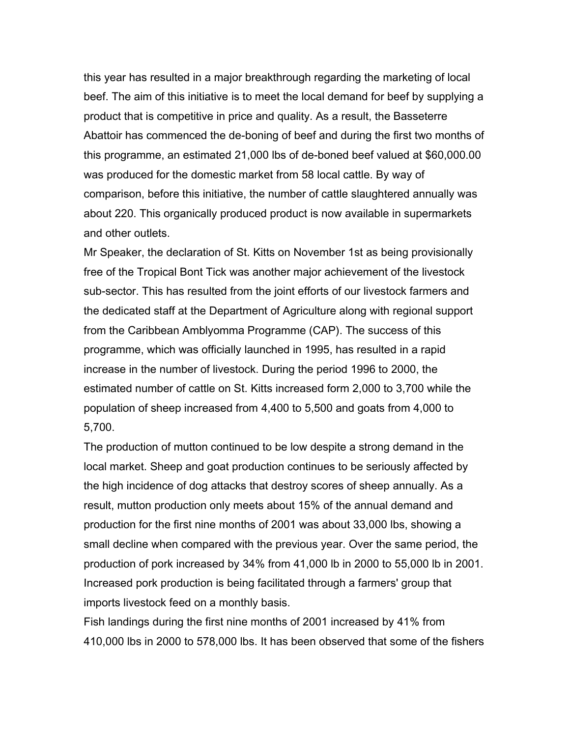this year has resulted in a major breakthrough regarding the marketing of local beef. The aim of this initiative is to meet the local demand for beef by supplying a product that is competitive in price and quality. As a result, the Basseterre Abattoir has commenced the de-boning of beef and during the first two months of this programme, an estimated 21,000 lbs of de-boned beef valued at $60,000.00 was produced for the domestic market from 58 local cattle. By way of comparison, before this initiative, the number of cattle slaughtered annually was about 220. This organically produced product is now available in supermarkets and other outlets.

Mr Speaker, the declaration of St. Kitts on November 1st as being provisionally free of the Tropical Bont Tick was another major achievement of the livestock sub-sector. This has resulted from the joint efforts of our livestock farmers and the dedicated staff at the Department of Agriculture along with regional support from the Caribbean Amblyomma Programme (CAP). The success of this programme, which was officially launched in 1995, has resulted in a rapid increase in the number of livestock. During the period 1996 to 2000, the estimated number of cattle on St. Kitts increased form 2,000 to 3,700 while the population of sheep increased from 4,400 to 5,500 and goats from 4,000 to 5,700.

The production of mutton continued to be low despite a strong demand in the local market. Sheep and goat production continues to be seriously affected by the high incidence of dog attacks that destroy scores of sheep annually. As a result, mutton production only meets about 15% of the annual demand and production for the first nine months of 2001 was about 33,000 lbs, showing a small decline when compared with the previous year. Over the same period, the production of pork increased by 34% from 41,000 lb in 2000 to 55,000 lb in 2001. Increased pork production is being facilitated through a farmers' group that imports livestock feed on a monthly basis.

Fish landings during the first nine months of 2001 increased by 41% from 410,000 lbs in 2000 to 578,000 lbs. It has been observed that some of the fishers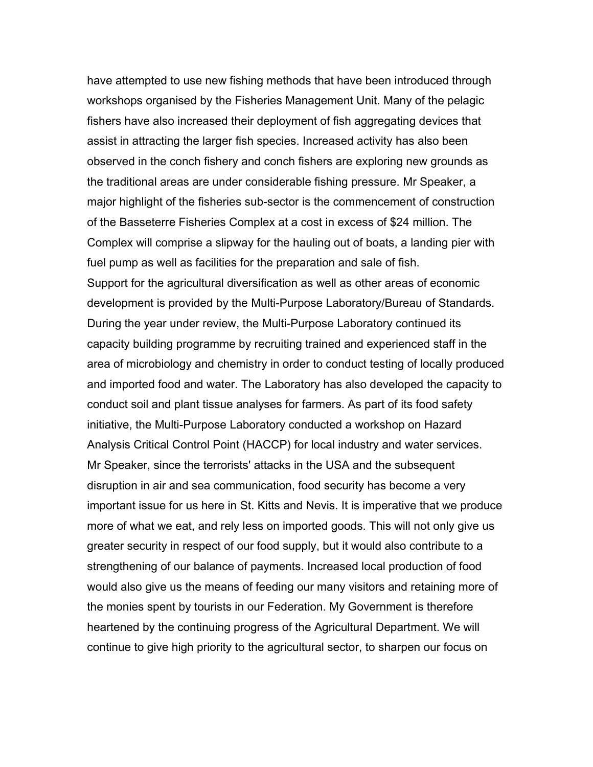have attempted to use new fishing methods that have been introduced through workshops organised by the Fisheries Management Unit. Many of the pelagic fishers have also increased their deployment of fish aggregating devices that assist in attracting the larger fish species. Increased activity has also been observed in the conch fishery and conch fishers are exploring new grounds as the traditional areas are under considerable fishing pressure. Mr Speaker, a major highlight of the fisheries sub-sector is the commencement of construction of the Basseterre Fisheries Complex at a cost in excess of $24 million. The Complex will comprise a slipway for the hauling out of boats, a landing pier with fuel pump as well as facilities for the preparation and sale of fish.

Support for the agricultural diversification as well as other areas of economic development is provided by the Multi-Purpose Laboratory/Bureau of Standards. During the year under review, the Multi-Purpose Laboratory continued its capacity building programme by recruiting trained and experienced staff in the area of microbiology and chemistry in order to conduct testing of locally produced and imported food and water. The Laboratory has also developed the capacity to conduct soil and plant tissue analyses for farmers. As part of its food safety initiative, the Multi-Purpose Laboratory conducted a workshop on Hazard Analysis Critical Control Point (HACCP) for local industry and water services.

Mr Speaker, since the terrorists' attacks in the USA and the subsequent disruption in air and sea communication, food security has become a very important issue for us here in St. Kitts and Nevis. It is imperative that we produce more of what we eat, and rely less on imported goods. This will not only give us greater security in respect of our food supply, but it would also contribute to a strengthening of our balance of payments. Increased local production of food would also give us the means of feeding our many visitors and retaining more of the monies spent by tourists in our Federation. My Government is therefore heartened by the continuing progress of the Agricultural Department. We will continue to give high priority to the agricultural sector, to sharpen our focus on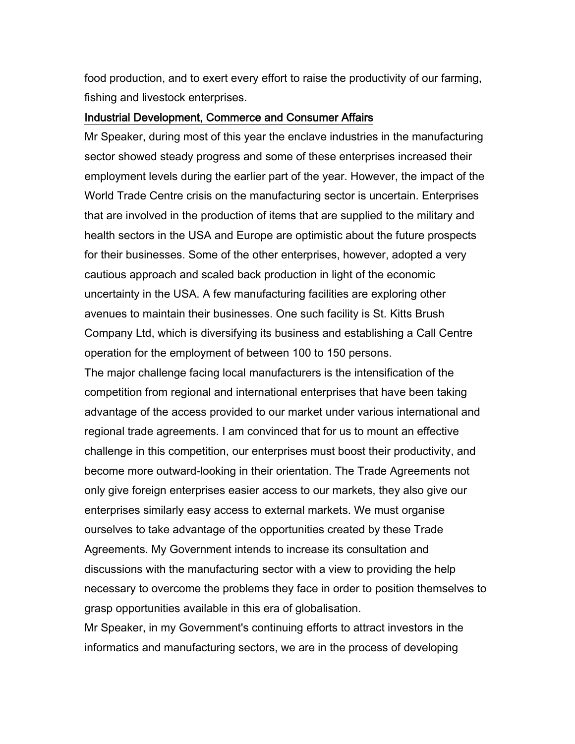food production, and to exert every effort to raise the productivity of our farming, fishing and livestock enterprises.

## Industrial Development, Commerce and Consumer Affairs

Mr Speaker, during most of this year the enclave industries in the manufacturing sector showed steady progress and some of these enterprises increased their employment levels during the earlier part of the year. However, the impact of the World Trade Centre crisis on the manufacturing sector is uncertain. Enterprises that are involved in the production of items that are supplied to the military and health sectors in the USA and Europe are optimistic about the future prospects for their businesses. Some of the other enterprises, however, adopted a very cautious approach and scaled back production in light of the economic uncertainty in the USA. A few manufacturing facilities are exploring other avenues to maintain their businesses. One such facility is St. Kitts Brush Company Ltd, which is diversifying its business and establishing a Call Centre operation for the employment of between 100 to 150 persons.

The major challenge facing local manufacturers is the intensification of the competition from regional and international enterprises that have been taking advantage of the access provided to our market under various international and regional trade agreements. I am convinced that for us to mount an effective challenge in this competition, our enterprises must boost their productivity, and become more outward-looking in their orientation. The Trade Agreements not only give foreign enterprises easier access to our markets, they also give our enterprises similarly easy access to external markets. We must organise ourselves to take advantage of the opportunities created by these Trade Agreements. My Government intends to increase its consultation and discussions with the manufacturing sector with a view to providing the help necessary to overcome the problems they face in order to position themselves to grasp opportunities available in this era of globalisation.

Mr Speaker, in my Government's continuing efforts to attract investors in the informatics and manufacturing sectors, we are in the process of developing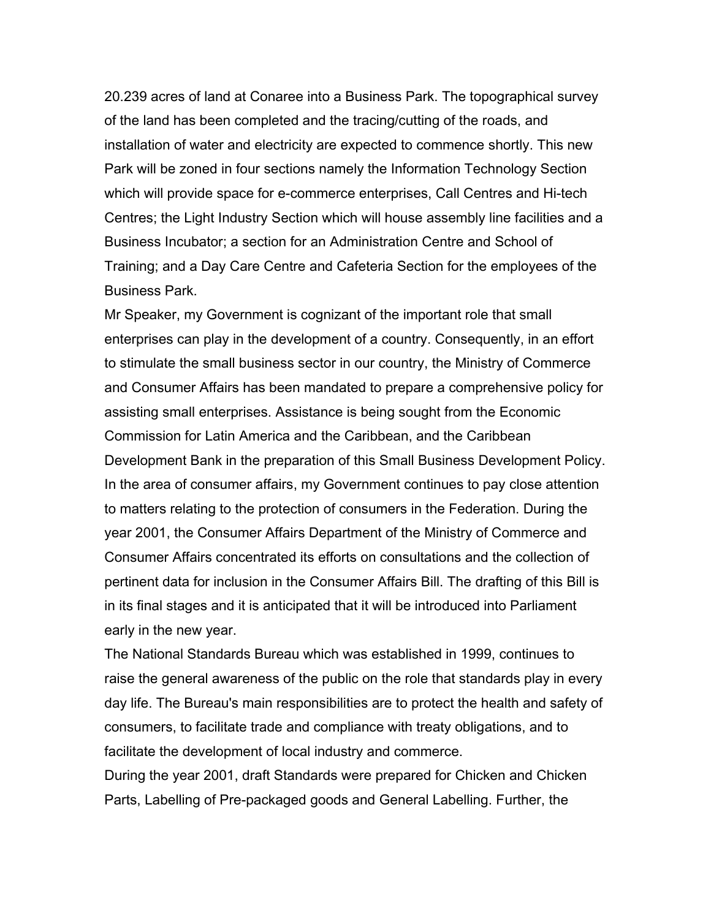20.239 acres of land at Conaree into a Business Park. The topographical survey of the land has been completed and the tracing/cutting of the roads, and installation of water and electricity are expected to commence shortly. This new Park will be zoned in four sections namely the Information Technology Section which will provide space for e-commerce enterprises, Call Centres and Hi-tech Centres; the Light Industry Section which will house assembly line facilities and a Business Incubator; a section for an Administration Centre and School of Training; and a Day Care Centre and Cafeteria Section for the employees of the Business Park.

Mr Speaker, my Government is cognizant of the important role that small enterprises can play in the development of a country. Consequently, in an effort to stimulate the small business sector in our country, the Ministry of Commerce and Consumer Affairs has been mandated to prepare a comprehensive policy for assisting small enterprises. Assistance is being sought from the Economic Commission for Latin America and the Caribbean, and the Caribbean Development Bank in the preparation of this Small Business Development Policy.

In the area of consumer affairs, my Government continues to pay close attention to matters relating to the protection of consumers in the Federation. During the year 2001, the Consumer Affairs Department of the Ministry of Commerce and Consumer Affairs concentrated its efforts on consultations and the collection of pertinent data for inclusion in the Consumer Affairs Bill. The drafting of this Bill is in its final stages and it is anticipated that it will be introduced into Parliament early in the new year.

The National Standards Bureau which was established in 1999, continues to raise the general awareness of the public on the role that standards play in every day life. The Bureau's main responsibilities are to protect the health and safety of consumers, to facilitate trade and compliance with treaty obligations, and to facilitate the development of local industry and commerce.

During the year 2001, draft Standards were prepared for Chicken and Chicken Parts, Labelling of Pre-packaged goods and General Labelling. Further, the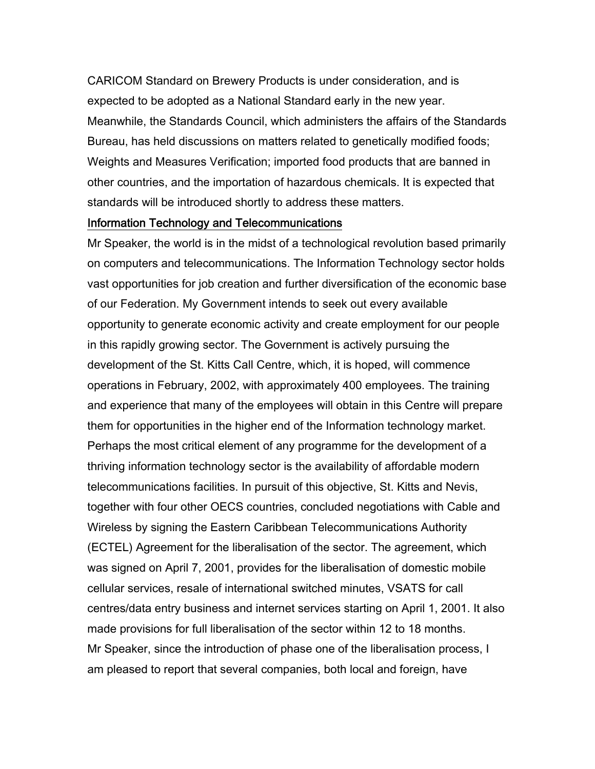CARICOM Standard on Brewery Products is under consideration, and is expected to be adopted as a National Standard early in the new year. Meanwhile, the Standards Council, which administers the affairs of the Standards Bureau, has held discussions on matters related to genetically modified foods; Weights and Measures Verification; imported food products that are banned in other countries, and the importation of hazardous chemicals. It is expected that standards will be introduced shortly to address these matters.

## Information Technology and Telecommunications

Mr Speaker, the world is in the midst of a technological revolution based primarily on computers and telecommunications. The Information Technology sector holds vast opportunities for job creation and further diversification of the economic base of our Federation. My Government intends to seek out every available opportunity to generate economic activity and create employment for our people in this rapidly growing sector. The Government is actively pursuing the development of the St. Kitts Call Centre, which, it is hoped, will commence operations in February, 2002, with approximately 400 employees. The training and experience that many of the employees will obtain in this Centre will prepare them for opportunities in the higher end of the Information technology market. Perhaps the most critical element of any programme for the development of a thriving information technology sector is the availability of affordable modern telecommunications facilities. In pursuit of this objective, St. Kitts and Nevis, together with four other OECS countries, concluded negotiations with Cable and Wireless by signing the Eastern Caribbean Telecommunications Authority (ECTEL) Agreement for the liberalisation of the sector. The agreement, which was signed on April 7, 2001, provides for the liberalisation of domestic mobile cellular services, resale of international switched minutes, VSATS for call centres/data entry business and internet services starting on April 1, 2001. It also made provisions for full liberalisation of the sector within 12 to 18 months.

Mr Speaker, since the introduction of phase one of the liberalisation process, I am pleased to report that several companies, both local and foreign, have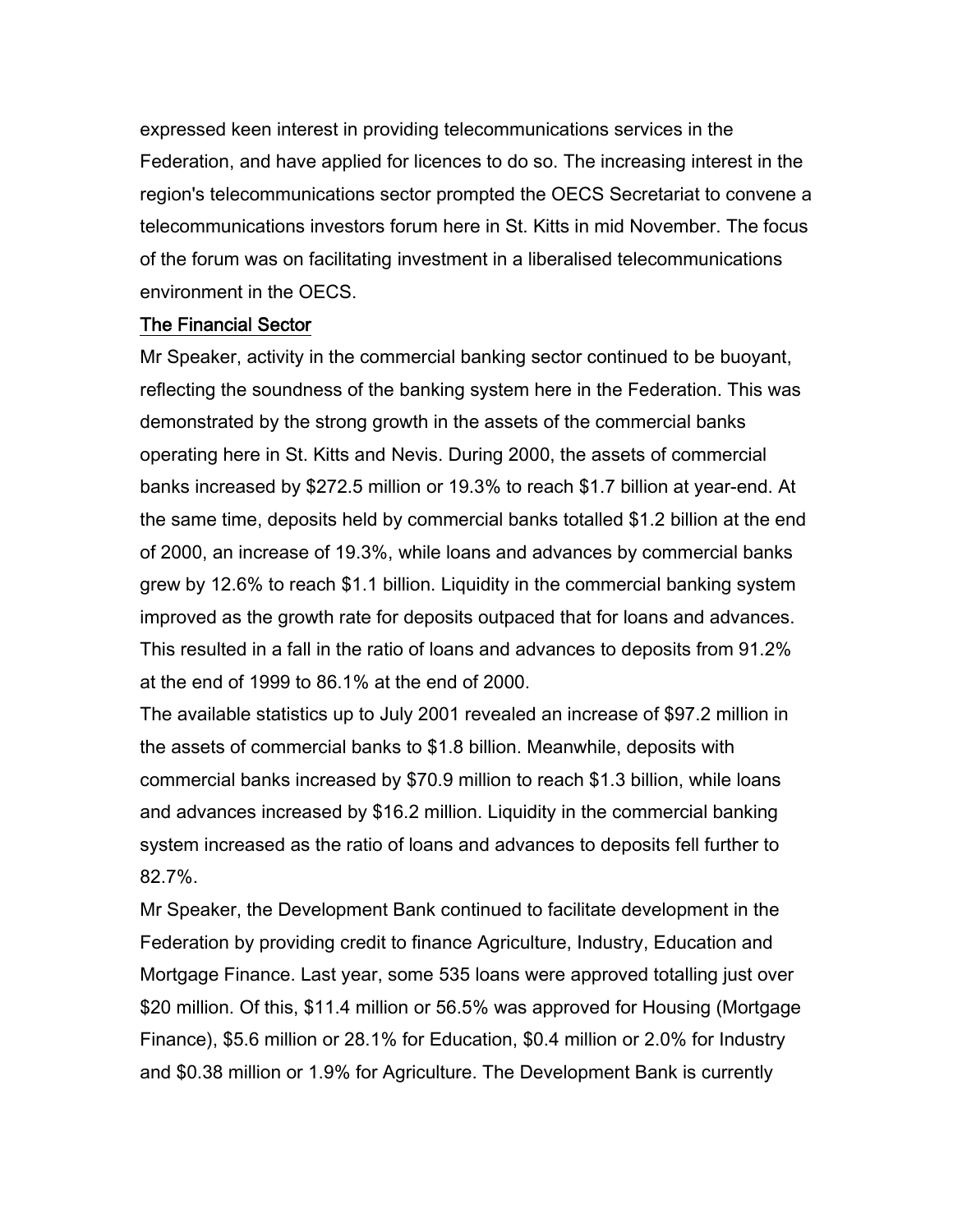expressed keen interest in providing telecommunications services in the Federation, and have applied for licences to do so. The increasing interest in the region's telecommunications sector prompted the OECS Secretariat to convene a telecommunications investors forum here in St. Kitts in mid November. The focus of the forum was on facilitating investment in a liberalised telecommunications environment in the OECS.

## The Financial Sector

Mr Speaker, activity in the commercial banking sector continued to be buoyant, reflecting the soundness of the banking system here in the Federation. This was demonstrated by the strong growth in the assets of the commercial banks operating here in St. Kitts and Nevis. During 2000, the assets of commercial banks increased by $272.5 million or 19.3% to reach $1.7 billion at year-end. At the same time, deposits held by commercial banks totalled $1.2 billion at the end of 2000, an increase of 19.3%, while loans and advances by commercial banks grew by 12.6% to reach $1.1 billion. Liquidity in the commercial banking system improved as the growth rate for deposits outpaced that for loans and advances. This resulted in a fall in the ratio of loans and advances to deposits from 91.2% at the end of 1999 to 86.1% at the end of 2000.

The available statistics up to July 2001 revealed an increase of $97.2 million in the assets of commercial banks to $1.8 billion. Meanwhile, deposits with commercial banks increased by $70.9 million to reach $1.3 billion, while loans and advances increased by $16.2 million. Liquidity in the commercial banking system increased as the ratio of loans and advances to deposits fell further to 82.7%.

Mr Speaker, the Development Bank continued to facilitate development in the Federation by providing credit to finance Agriculture, Industry, Education and Mortgage Finance. Last year, some 535 loans were approved totalling just over $20 million. Of this, $11.4 million or 56.5% was approved for Housing (Mortgage Finance), $5.6 million or 28.1% for Education, $0.4 million or 2.0% for Industry and $0.38 million or 1.9% for Agriculture. The Development Bank is currently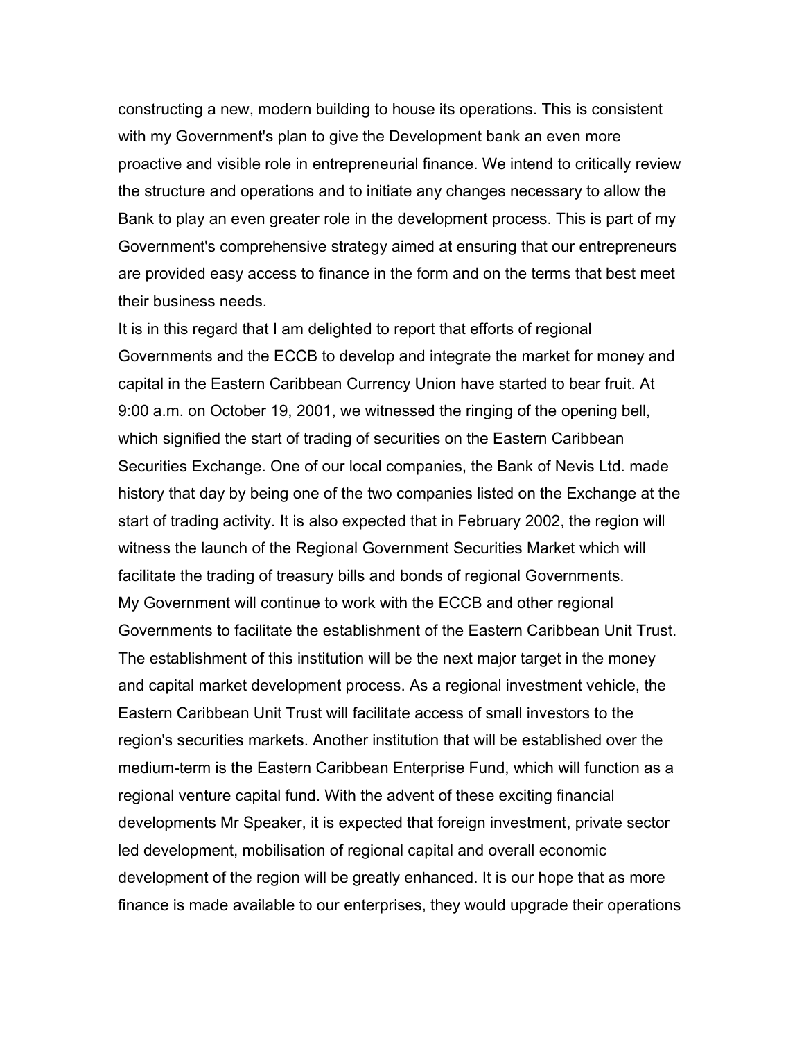constructing a new, modern building to house its operations. This is consistent with my Government's plan to give the Development bank an even more proactive and visible role in entrepreneurial finance. We intend to critically review the structure and operations and to initiate any changes necessary to allow the Bank to play an even greater role in the development process. This is part of my Government's comprehensive strategy aimed at ensuring that our entrepreneurs are provided easy access to finance in the form and on the terms that best meet their business needs.

It is in this regard that I am delighted to report that efforts of regional Governments and the ECCB to develop and integrate the market for money and capital in the Eastern Caribbean Currency Union have started to bear fruit. At 9:00 a.m. on October 19, 2001, we witnessed the ringing of the opening bell, which signified the start of trading of securities on the Eastern Caribbean Securities Exchange. One of our local companies, the Bank of Nevis Ltd. made history that day by being one of the two companies listed on the Exchange at the start of trading activity. It is also expected that in February 2002, the region will witness the launch of the Regional Government Securities Market which will facilitate the trading of treasury bills and bonds of regional Governments.

My Government will continue to work with the ECCB and other regional Governments to facilitate the establishment of the Eastern Caribbean Unit Trust. The establishment of this institution will be the next major target in the money and capital market development process. As a regional investment vehicle, the Eastern Caribbean Unit Trust will facilitate access of small investors to the region's securities markets. Another institution that will be established over the medium-term is the Eastern Caribbean Enterprise Fund, which will function as a regional venture capital fund. With the advent of these exciting financial developments Mr Speaker, it is expected that foreign investment, private sector led development, mobilisation of regional capital and overall economic development of the region will be greatly enhanced. It is our hope that as more finance is made available to our enterprises, they would upgrade their operations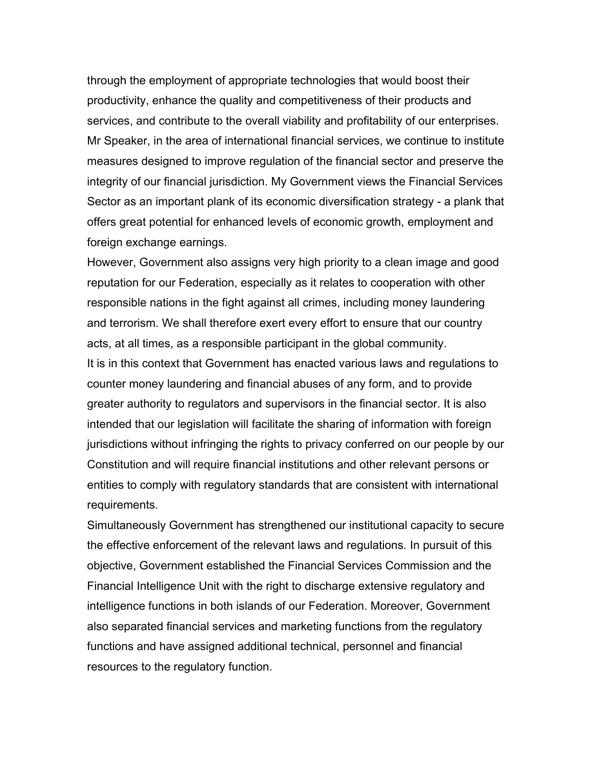through the employment of appropriate technologies that would boost their productivity, enhance the quality and competitiveness of their products and services, and contribute to the overall viability and profitability of our enterprises.

Mr Speaker, in the area of international financial services, we continue to institute measures designed to improve regulation of the financial sector and preserve the integrity of our financial jurisdiction. My Government views the Financial Services Sector as an important plank of its economic diversification strategy - a plank that offers great potential for enhanced levels of economic growth, employment and foreign exchange earnings.

However, Government also assigns very high priority to a clean image and good reputation for our Federation, especially as it relates to cooperation with other responsible nations in the fight against all crimes, including money laundering and terrorism. We shall therefore exert every effort to ensure that our country acts, at all times, as a responsible participant in the global community.

It is in this context that Government has enacted various laws and regulations to counter money laundering and financial abuses of any form, and to provide greater authority to regulators and supervisors in the financial sector. It is also intended that our legislation will facilitate the sharing of information with foreign jurisdictions without infringing the rights to privacy conferred on our people by our Constitution and will require financial institutions and other relevant persons or entities to comply with regulatory standards that are consistent with international requirements.

Simultaneously Government has strengthened our institutional capacity to secure the effective enforcement of the relevant laws and regulations. In pursuit of this objective, Government established the Financial Services Commission and the Financial Intelligence Unit with the right to discharge extensive regulatory and intelligence functions in both islands of our Federation. Moreover, Government also separated financial services and marketing functions from the regulatory functions and have assigned additional technical, personnel and financial resources to the regulatory function.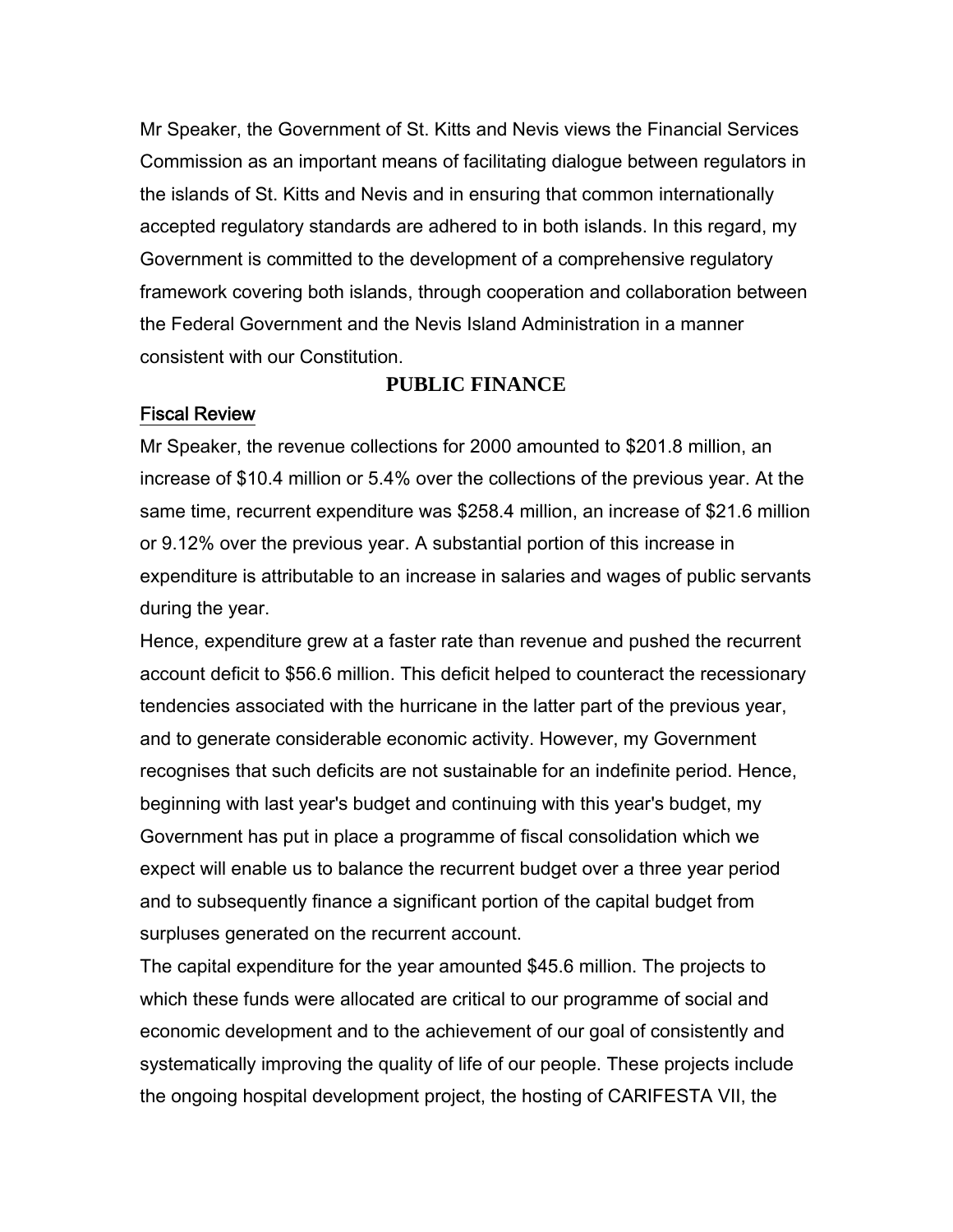Mr Speaker, the Government of St. Kitts and Nevis views the Financial Services Commission as an important means of facilitating dialogue between regulators in the islands of St. Kitts and Nevis and in ensuring that common internationally accepted regulatory standards are adhered to in both islands. In this regard, my Government is committed to the development of a comprehensive regulatory framework covering both islands, through cooperation and collaboration between the Federal Government and the Nevis Island Administration in a manner consistent with our Constitution.

## PUBLIC FINANCE

### Fiscal Review

Mr Speaker, the revenue collections for 2000 amounted to $201.8 million, an increase of $10.4 million or 5.4% over the collections of the previous year. At the same time, recurrent expenditure was $258.4 million, an increase of $21.6 million or 9.12% over the previous year. A substantial portion of this increase in expenditure is attributable to an increase in salaries and wages of public servants during the year.

Hence, expenditure grew at a faster rate than revenue and pushed the recurrent account deficit to $56.6 million. This deficit helped to counteract the recessionary tendencies associated with the hurricane in the latter part of the previous year, and to generate considerable economic activity. However, my Government recognises that such deficits are not sustainable for an indefinite period. Hence, beginning with last year's budget and continuing with this year's budget, my Government has put in place a programme of fiscal consolidation which we expect will enable us to balance the recurrent budget over a three year period and to subsequently finance a significant portion of the capital budget from surpluses generated on the recurrent account.

The capital expenditure for the year amounted $45.6 million. The projects to which these funds were allocated are critical to our programme of social and economic development and to the achievement of our goal of consistently and systematically improving the quality of life of our people. These projects include the ongoing hospital development project, the hosting of CARIFESTA VII, the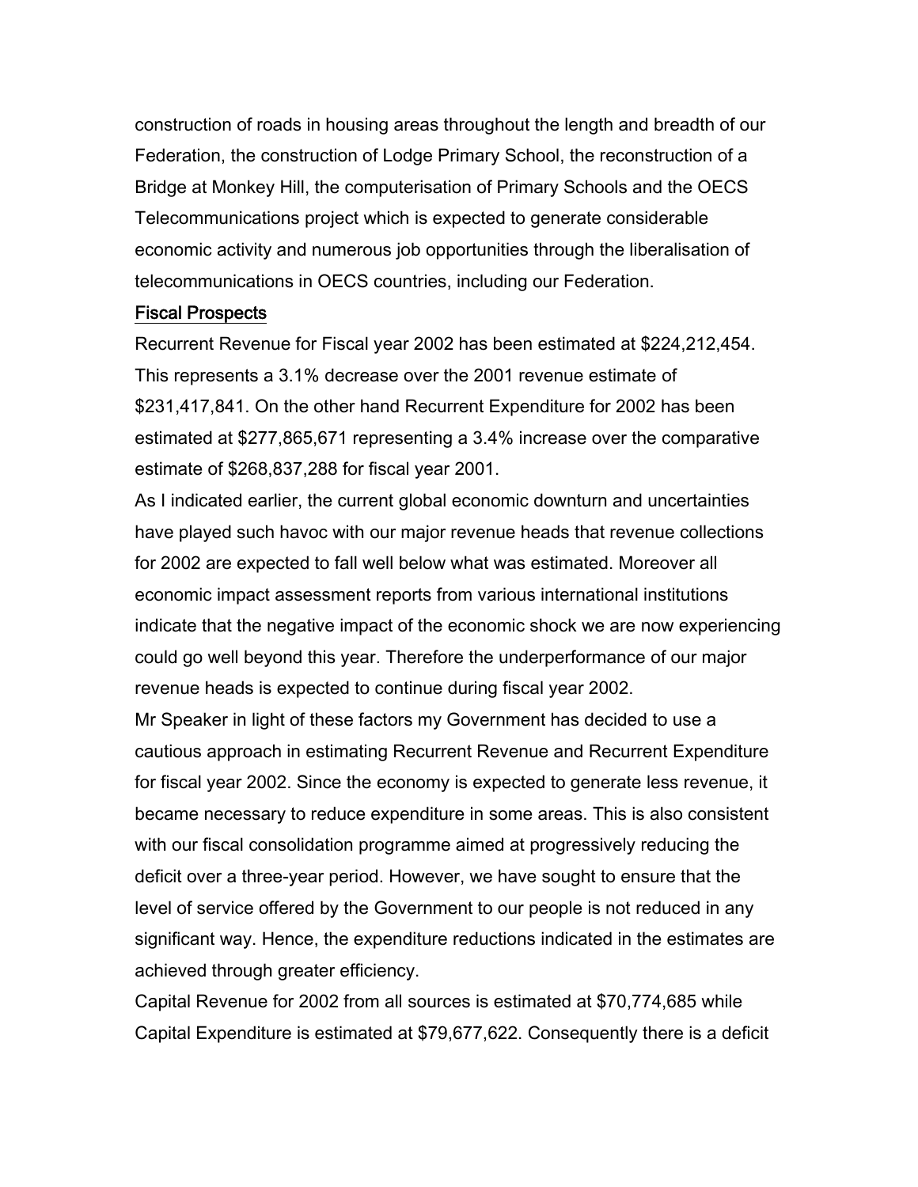construction of roads in housing areas throughout the length and breadth of our Federation, the construction of Lodge Primary School, the reconstruction of a Bridge at Monkey Hill, the computerisation of Primary Schools and the OECS Telecommunications project which is expected to generate considerable economic activity and numerous job opportunities through the liberalisation of telecommunications in OECS countries, including our Federation.

## Fiscal Prospects

Recurrent Revenue for Fiscal year 2002 has been estimated at $224,212,454. This represents a 3.1% decrease over the 2001 revenue estimate of $231,417,841. On the other hand Recurrent Expenditure for 2002 has been estimated at $277,865,671 representing a 3.4% increase over the comparative estimate of $268,837,288 for fiscal year 2001.

As I indicated earlier, the current global economic downturn and uncertainties have played such havoc with our major revenue heads that revenue collections for 2002 are expected to fall well below what was estimated. Moreover all economic impact assessment reports from various international institutions indicate that the negative impact of the economic shock we are now experiencing could go well beyond this year. Therefore the underperformance of our major revenue heads is expected to continue during fiscal year 2002.

Mr Speaker in light of these factors my Government has decided to use a cautious approach in estimating Recurrent Revenue and Recurrent Expenditure for fiscal year 2002. Since the economy is expected to generate less revenue, it became necessary to reduce expenditure in some areas. This is also consistent with our fiscal consolidation programme aimed at progressively reducing the deficit over a three-year period. However, we have sought to ensure that the level of service offered by the Government to our people is not reduced in any significant way. Hence, the expenditure reductions indicated in the estimates are achieved through greater efficiency.

Capital Revenue for 2002 from all sources is estimated at $70,774,685 while Capital Expenditure is estimated at $79,677,622. Consequently there is a deficit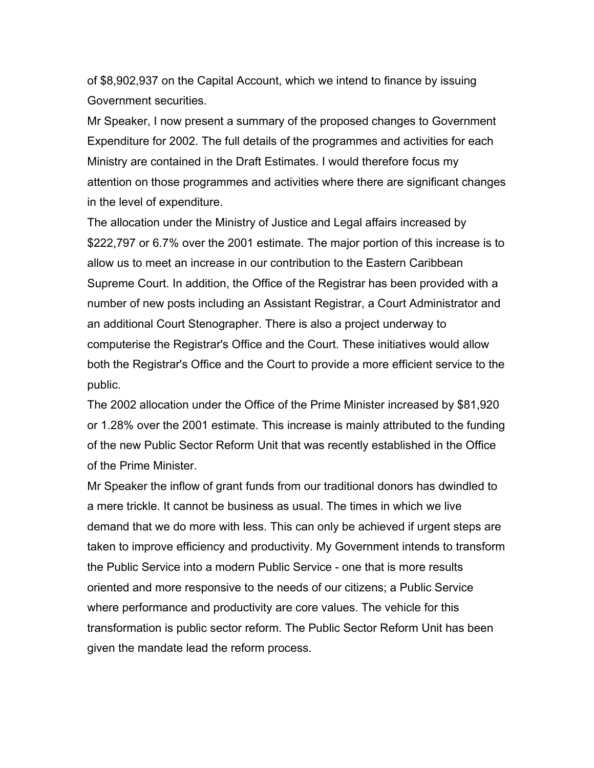of $8,902,937 on the Capital Account, which we intend to finance by issuing Government securities.

Mr Speaker, I now present a summary of the proposed changes to Government Expenditure for 2002. The full details of the programmes and activities for each Ministry are contained in the Draft Estimates. I would therefore focus my attention on those programmes and activities where there are significant changes in the level of expenditure.

The allocation under the Ministry of Justice and Legal affairs increased by $222,797 or 6.7% over the 2001 estimate. The major portion of this increase is to allow us to meet an increase in our contribution to the Eastern Caribbean Supreme Court. In addition, the Office of the Registrar has been provided with a number of new posts including an Assistant Registrar, a Court Administrator and an additional Court Stenographer. There is also a project underway to computerise the Registrar's Office and the Court. These initiatives would allow both the Registrar's Office and the Court to provide a more efficient service to the public.

The 2002 allocation under the Office of the Prime Minister increased by $81,920 or 1.28% over the 2001 estimate. This increase is mainly attributed to the funding of the new Public Sector Reform Unit that was recently established in the Office of the Prime Minister.

Mr Speaker the inflow of grant funds from our traditional donors has dwindled to a mere trickle. It cannot be business as usual. The times in which we live demand that we do more with less. This can only be achieved if urgent steps are taken to improve efficiency and productivity. My Government intends to transform the Public Service into a modern Public Service - one that is more results oriented and more responsive to the needs of our citizens; a Public Service where performance and productivity are core values. The vehicle for this transformation is public sector reform. The Public Sector Reform Unit has been given the mandate lead the reform process.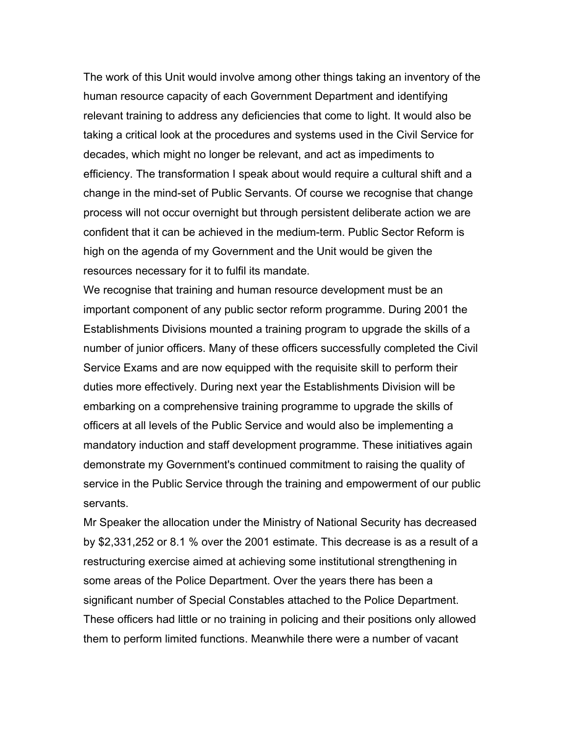The work of this Unit would involve among other things taking an inventory of the human resource capacity of each Government Department and identifying relevant training to address any deficiencies that come to light. It would also be taking a critical look at the procedures and systems used in the Civil Service for decades, which might no longer be relevant, and act as impediments to efficiency. The transformation I speak about would require a cultural shift and a change in the mind-set of Public Servants. Of course we recognise that change process will not occur overnight but through persistent deliberate action we are confident that it can be achieved in the medium-term. Public Sector Reform is high on the agenda of my Government and the Unit would be given the resources necessary for it to fulfil its mandate.

We recognise that training and human resource development must be an important component of any public sector reform programme. During 2001 the Establishments Divisions mounted a training program to upgrade the skills of a number of junior officers. Many of these officers successfully completed the Civil Service Exams and are now equipped with the requisite skill to perform their duties more effectively. During next year the Establishments Division will be embarking on a comprehensive training programme to upgrade the skills of officers at all levels of the Public Service and would also be implementing a mandatory induction and staff development programme. These initiatives again demonstrate my Government's continued commitment to raising the quality of service in the Public Service through the training and empowerment of our public servants.

Mr Speaker the allocation under the Ministry of National Security has decreased by $2,331,252 or 8.1 % over the 2001 estimate. This decrease is as a result of a restructuring exercise aimed at achieving some institutional strengthening in some areas of the Police Department. Over the years there has been a significant number of Special Constables attached to the Police Department. These officers had little or no training in policing and their positions only allowed them to perform limited functions. Meanwhile there were a number of vacant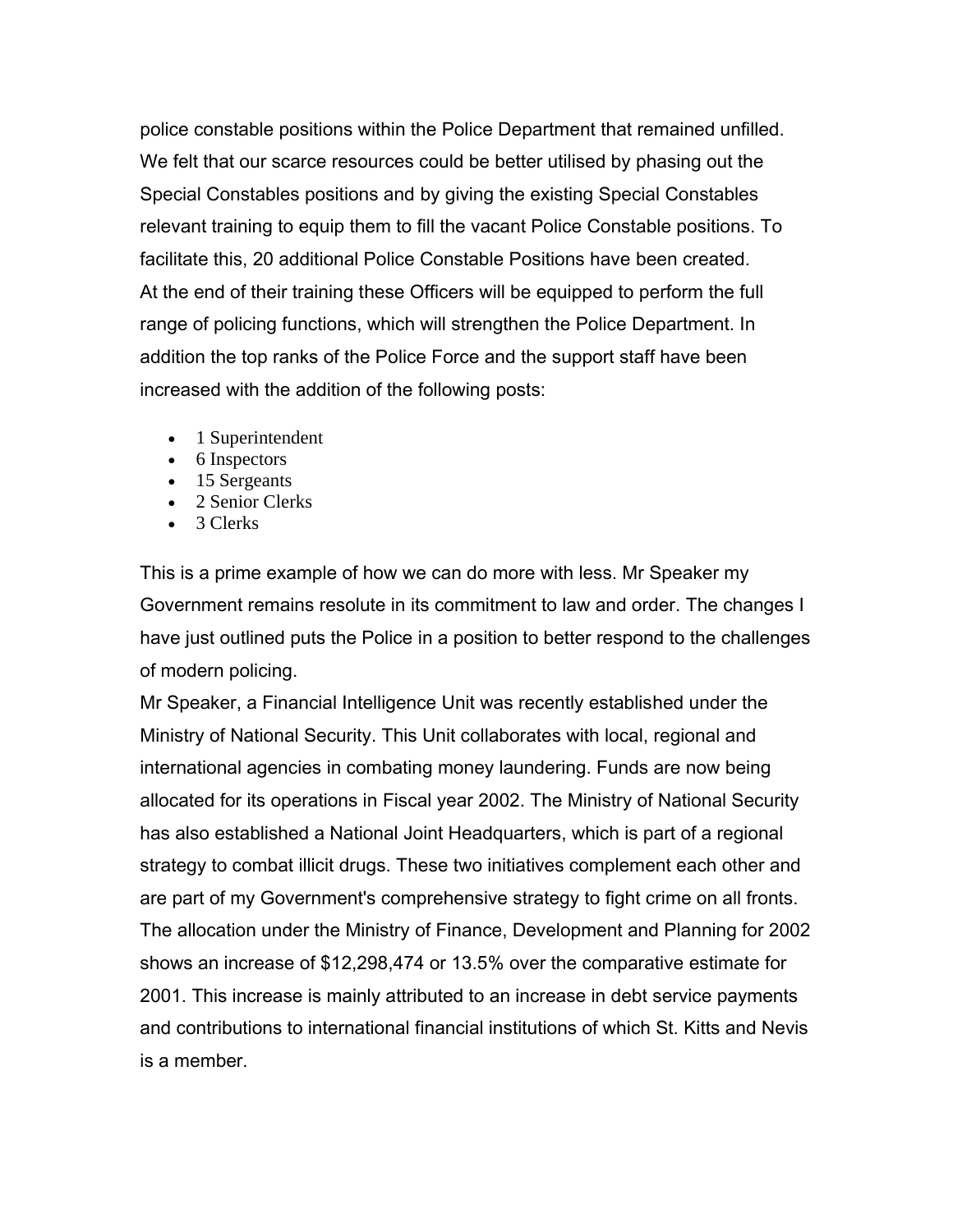police constable positions within the Police Department that remained unfilled. We felt that our scarce resources could be better utilised by phasing out the Special Constables positions and by giving the existing Special Constables relevant training to equip them to fill the vacant Police Constable positions. To facilitate this, 20 additional Police Constable Positions have been created.
At the end of their training these Officers will be equipped to perform the full range of policing functions, which will strengthen the Police Department. In addition the top ranks of the Police Force and the support staff have been increased with the addition of the following posts:

- 1 Superintendent
- 6 Inspectors
- 15 Sergeants
- 2 Senior Clerks
- 3 Clerks

This is a prime example of how we can do more with less. Mr Speaker my Government remains resolute in its commitment to law and order. The changes I have just outlined puts the Police in a position to better respond to the challenges of modern policing.
Mr Speaker, a Financial Intelligence Unit was recently established under the Ministry of National Security. This Unit collaborates with local, regional and international agencies in combating money laundering. Funds are now being allocated for its operations in Fiscal year 2002. The Ministry of National Security has also established a National Joint Headquarters, which is part of a regional strategy to combat illicit drugs. These two initiatives complement each other and are part of my Government's comprehensive strategy to fight crime on all fronts.
The allocation under the Ministry of Finance, Development and Planning for 2002 shows an increase of $12,298,474 or 13.5% over the comparative estimate for 2001. This increase is mainly attributed to an increase in debt service payments and contributions to international financial institutions of which St. Kitts and Nevis is a member.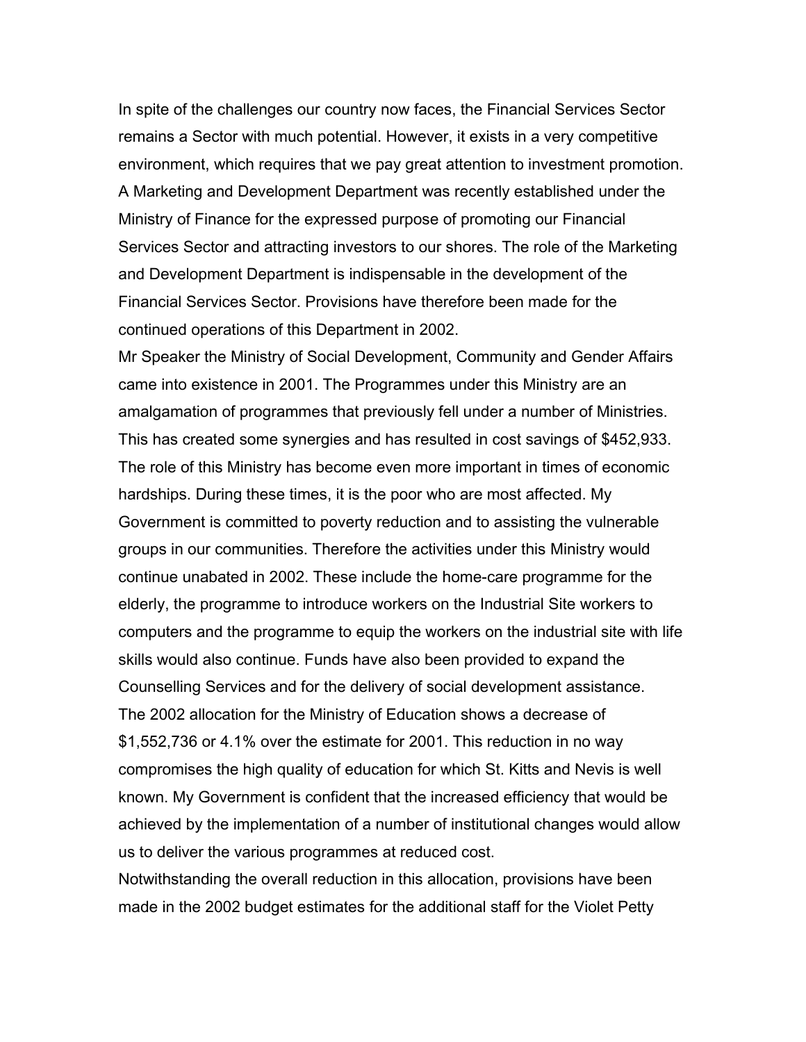In spite of the challenges our country now faces, the Financial Services Sector remains a Sector with much potential. However, it exists in a very competitive environment, which requires that we pay great attention to investment promotion. A Marketing and Development Department was recently established under the Ministry of Finance for the expressed purpose of promoting our Financial Services Sector and attracting investors to our shores. The role of the Marketing and Development Department is indispensable in the development of the Financial Services Sector. Provisions have therefore been made for the continued operations of this Department in 2002.

Mr Speaker the Ministry of Social Development, Community and Gender Affairs came into existence in 2001. The Programmes under this Ministry are an amalgamation of programmes that previously fell under a number of Ministries. This has created some synergies and has resulted in cost savings of $452,933. The role of this Ministry has become even more important in times of economic hardships. During these times, it is the poor who are most affected. My Government is committed to poverty reduction and to assisting the vulnerable groups in our communities. Therefore the activities under this Ministry would continue unabated in 2002. These include the home-care programme for the elderly, the programme to introduce workers on the Industrial Site workers to computers and the programme to equip the workers on the industrial site with life skills would also continue. Funds have also been provided to expand the Counselling Services and for the delivery of social development assistance.

The 2002 allocation for the Ministry of Education shows a decrease of $1,552,736 or 4.1% over the estimate for 2001. This reduction in no way compromises the high quality of education for which St. Kitts and Nevis is well known. My Government is confident that the increased efficiency that would be achieved by the implementation of a number of institutional changes would allow us to deliver the various programmes at reduced cost.

Notwithstanding the overall reduction in this allocation, provisions have been made in the 2002 budget estimates for the additional staff for the Violet Petty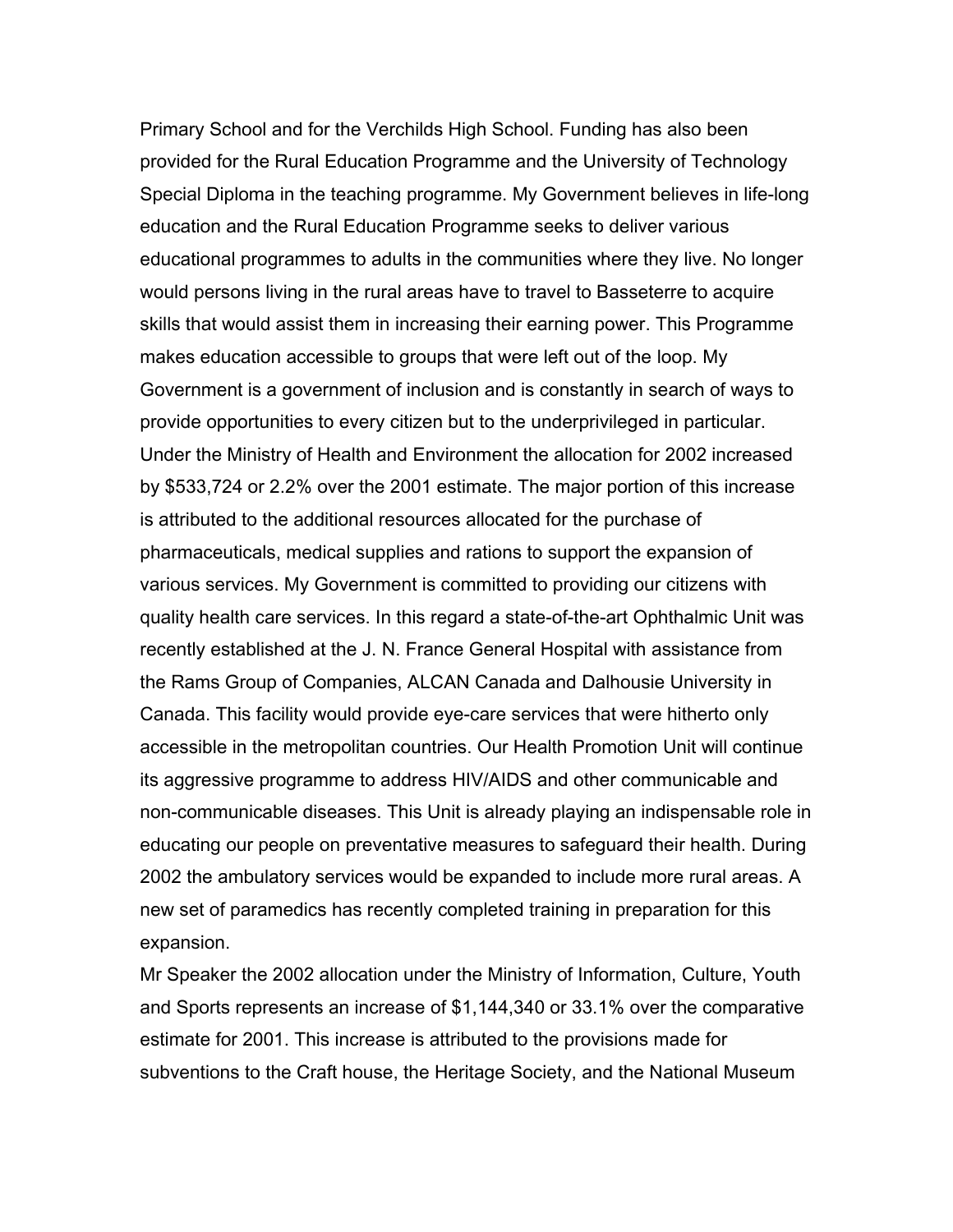Primary School and for the Verchilds High School. Funding has also been provided for the Rural Education Programme and the University of Technology Special Diploma in the teaching programme. My Government believes in life-long education and the Rural Education Programme seeks to deliver various educational programmes to adults in the communities where they live. No longer would persons living in the rural areas have to travel to Basseterre to acquire skills that would assist them in increasing their earning power. This Programme makes education accessible to groups that were left out of the loop. My Government is a government of inclusion and is constantly in search of ways to provide opportunities to every citizen but to the underprivileged in particular. Under the Ministry of Health and Environment the allocation for 2002 increased by $533,724 or 2.2% over the 2001 estimate. The major portion of this increase is attributed to the additional resources allocated for the purchase of pharmaceuticals, medical supplies and rations to support the expansion of various services. My Government is committed to providing our citizens with quality health care services. In this regard a state-of-the-art Ophthalmic Unit was recently established at the J. N. France General Hospital with assistance from the Rams Group of Companies, ALCAN Canada and Dalhousie University in Canada. This facility would provide eye-care services that were hitherto only accessible in the metropolitan countries. Our Health Promotion Unit will continue its aggressive programme to address HIV/AIDS and other communicable and non-communicable diseases. This Unit is already playing an indispensable role in educating our people on preventative measures to safeguard their health. During 2002 the ambulatory services would be expanded to include more rural areas. A new set of paramedics has recently completed training in preparation for this expansion.

Mr Speaker the 2002 allocation under the Ministry of Information, Culture, Youth and Sports represents an increase of $1,144,340 or 33.1% over the comparative estimate for 2001. This increase is attributed to the provisions made for subventions to the Craft house, the Heritage Society, and the National Museum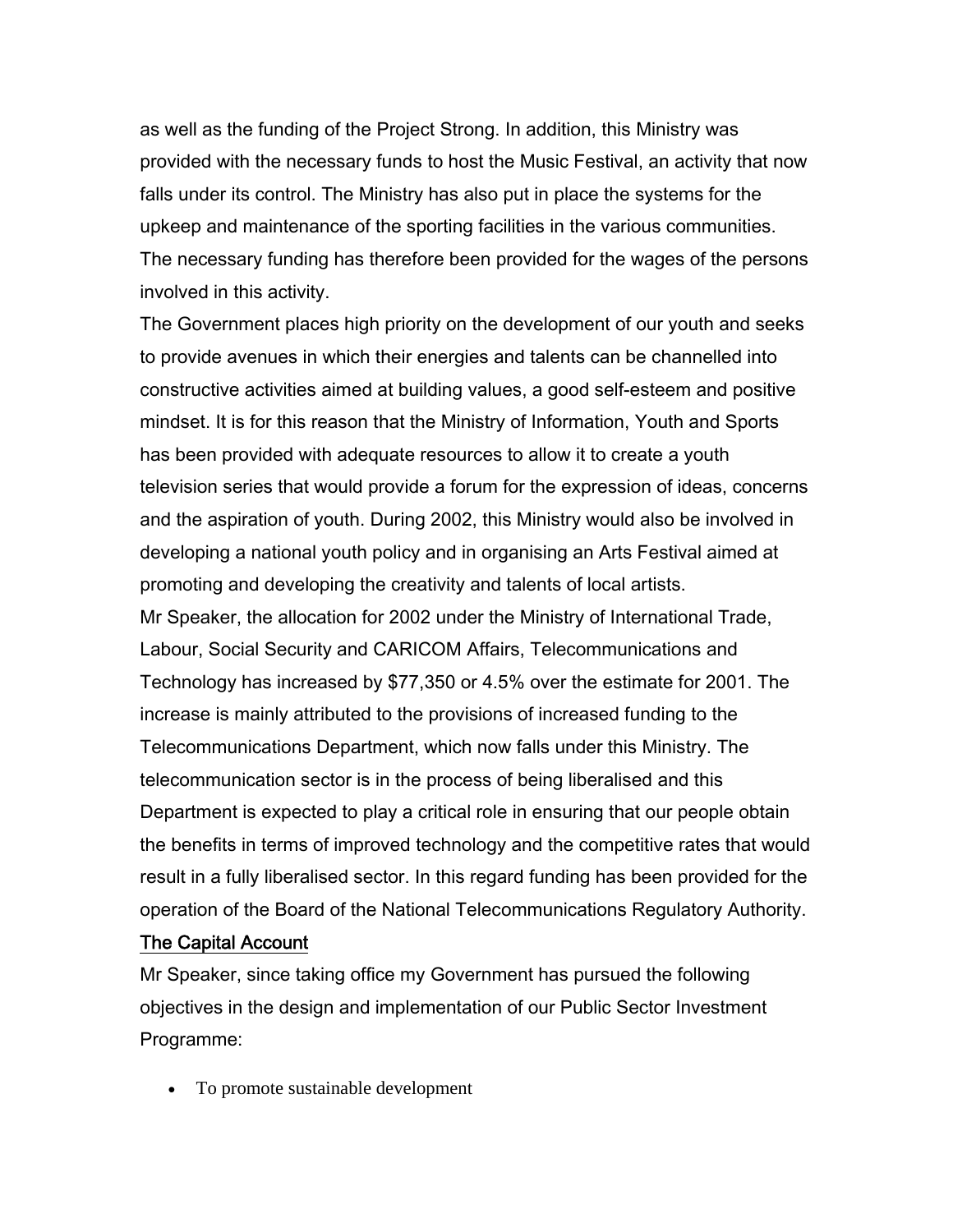as well as the funding of the Project Strong. In addition, this Ministry was provided with the necessary funds to host the Music Festival, an activity that now falls under its control. The Ministry has also put in place the systems for the upkeep and maintenance of the sporting facilities in the various communities. The necessary funding has therefore been provided for the wages of the persons involved in this activity.

The Government places high priority on the development of our youth and seeks to provide avenues in which their energies and talents can be channelled into constructive activities aimed at building values, a good self-esteem and positive mindset. It is for this reason that the Ministry of Information, Youth and Sports has been provided with adequate resources to allow it to create a youth television series that would provide a forum for the expression of ideas, concerns and the aspiration of youth. During 2002, this Ministry would also be involved in developing a national youth policy and in organising an Arts Festival aimed at promoting and developing the creativity and talents of local artists.

Mr Speaker, the allocation for 2002 under the Ministry of International Trade, Labour, Social Security and CARICOM Affairs, Telecommunications and Technology has increased by $77,350 or 4.5% over the estimate for 2001. The increase is mainly attributed to the provisions of increased funding to the Telecommunications Department, which now falls under this Ministry. The telecommunication sector is in the process of being liberalised and this Department is expected to play a critical role in ensuring that our people obtain the benefits in terms of improved technology and the competitive rates that would result in a fully liberalised sector. In this regard funding has been provided for the operation of the Board of the National Telecommunications Regulatory Authority.

## The Capital Account

Mr Speaker, since taking office my Government has pursued the following objectives in the design and implementation of our Public Sector Investment Programme:

- To promote sustainable development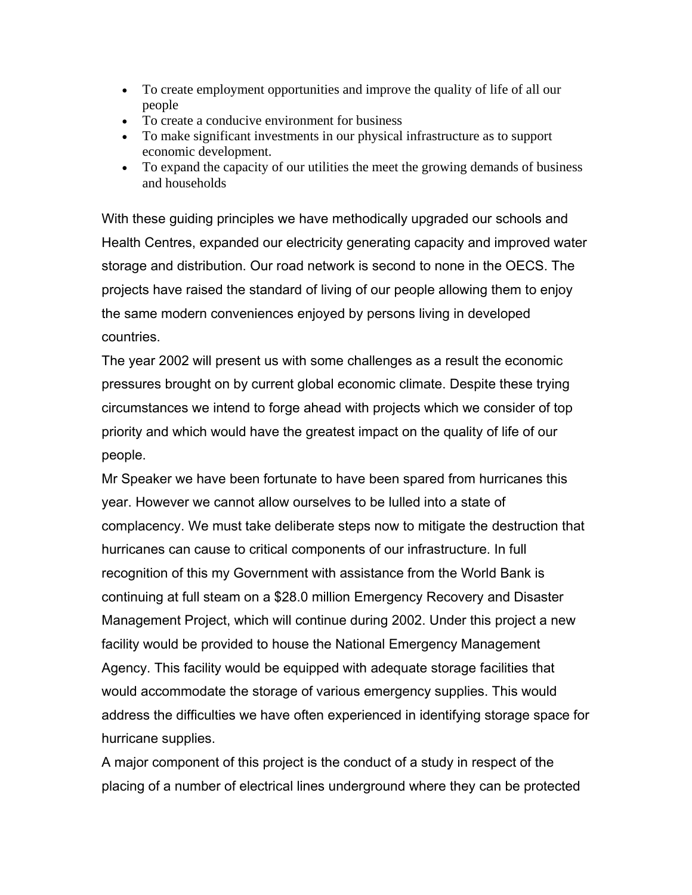- To create employment opportunities and improve the quality of life of all our people
- To create a conducive environment for business
- To make significant investments in our physical infrastructure as to support economic development.
- To expand the capacity of our utilities the meet the growing demands of business and households

With these guiding principles we have methodically upgraded our schools and Health Centres, expanded our electricity generating capacity and improved water storage and distribution. Our road network is second to none in the OECS. The projects have raised the standard of living of our people allowing them to enjoy the same modern conveniences enjoyed by persons living in developed countries.

The year 2002 will present us with some challenges as a result the economic pressures brought on by current global economic climate. Despite these trying circumstances we intend to forge ahead with projects which we consider of top priority and which would have the greatest impact on the quality of life of our people.

Mr Speaker we have been fortunate to have been spared from hurricanes this year. However we cannot allow ourselves to be lulled into a state of complacency. We must take deliberate steps now to mitigate the destruction that hurricanes can cause to critical components of our infrastructure. In full recognition of this my Government with assistance from the World Bank is continuing at full steam on a $28.0 million Emergency Recovery and Disaster Management Project, which will continue during 2002. Under this project a new facility would be provided to house the National Emergency Management Agency. This facility would be equipped with adequate storage facilities that would accommodate the storage of various emergency supplies. This would address the difficulties we have often experienced in identifying storage space for hurricane supplies.

A major component of this project is the conduct of a study in respect of the placing of a number of electrical lines underground where they can be protected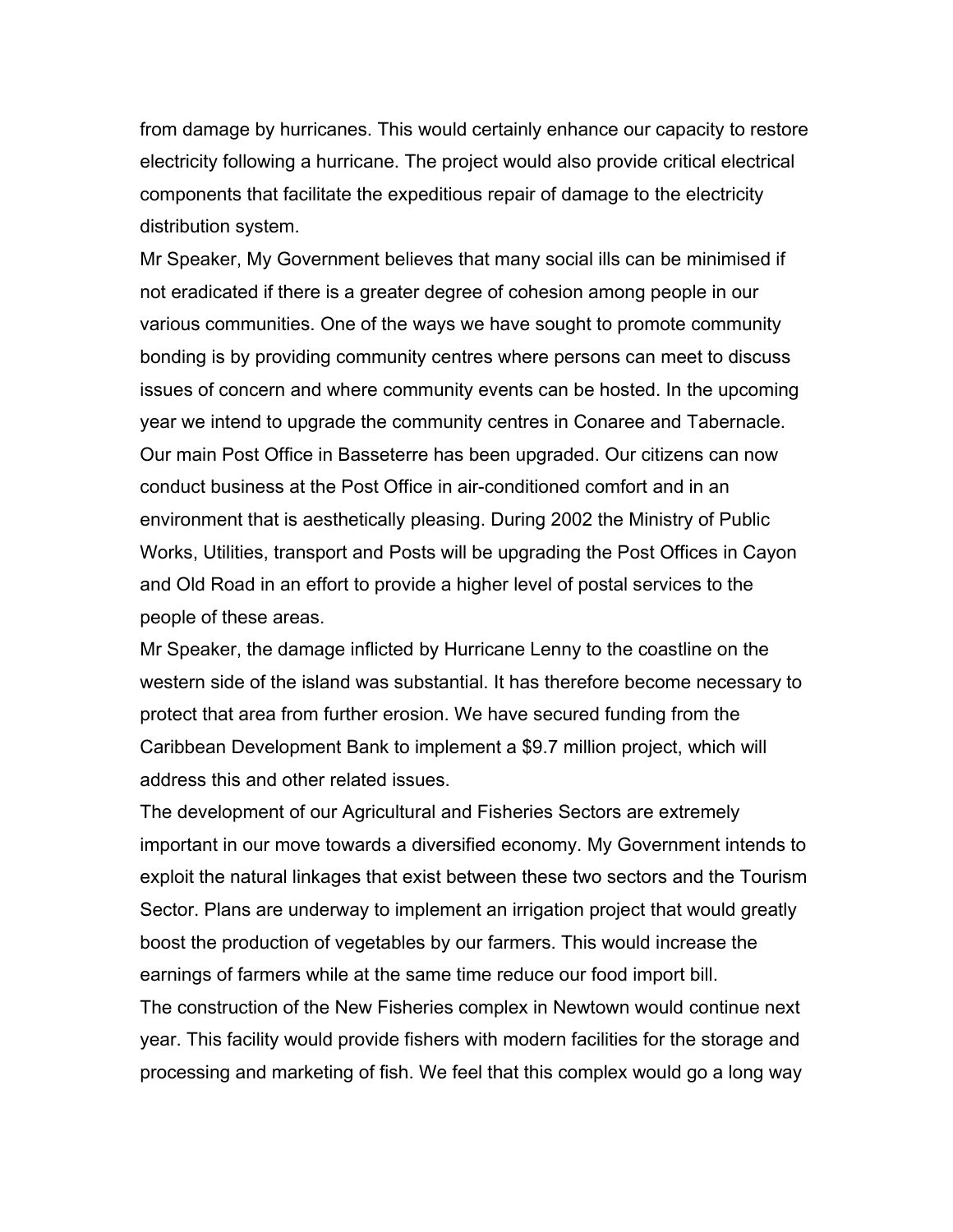from damage by hurricanes. This would certainly enhance our capacity to restore electricity following a hurricane. The project would also provide critical electrical components that facilitate the expeditious repair of damage to the electricity distribution system.

Mr Speaker, My Government believes that many social ills can be minimised if not eradicated if there is a greater degree of cohesion among people in our various communities. One of the ways we have sought to promote community bonding is by providing community centres where persons can meet to discuss issues of concern and where community events can be hosted. In the upcoming year we intend to upgrade the community centres in Conaree and Tabernacle.

Our main Post Office in Basseterre has been upgraded. Our citizens can now conduct business at the Post Office in air-conditioned comfort and in an environment that is aesthetically pleasing. During 2002 the Ministry of Public Works, Utilities, transport and Posts will be upgrading the Post Offices in Cayon and Old Road in an effort to provide a higher level of postal services to the people of these areas.

Mr Speaker, the damage inflicted by Hurricane Lenny to the coastline on the western side of the island was substantial. It has therefore become necessary to protect that area from further erosion. We have secured funding from the Caribbean Development Bank to implement a $9.7 million project, which will address this and other related issues.

The development of our Agricultural and Fisheries Sectors are extremely important in our move towards a diversified economy. My Government intends to exploit the natural linkages that exist between these two sectors and the Tourism Sector. Plans are underway to implement an irrigation project that would greatly boost the production of vegetables by our farmers. This would increase the earnings of farmers while at the same time reduce our food import bill.

The construction of the New Fisheries complex in Newtown would continue next year. This facility would provide fishers with modern facilities for the storage and processing and marketing of fish. We feel that this complex would go a long way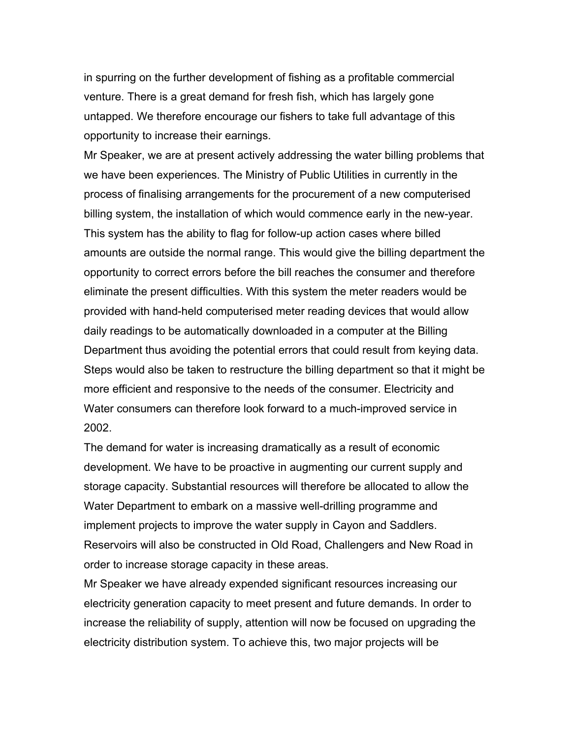in spurring on the further development of fishing as a profitable commercial venture. There is a great demand for fresh fish, which has largely gone untapped. We therefore encourage our fishers to take full advantage of this opportunity to increase their earnings.

Mr Speaker, we are at present actively addressing the water billing problems that we have been experiences. The Ministry of Public Utilities in currently in the process of finalising arrangements for the procurement of a new computerised billing system, the installation of which would commence early in the new-year. This system has the ability to flag for follow-up action cases where billed amounts are outside the normal range. This would give the billing department the opportunity to correct errors before the bill reaches the consumer and therefore eliminate the present difficulties. With this system the meter readers would be provided with hand-held computerised meter reading devices that would allow daily readings to be automatically downloaded in a computer at the Billing Department thus avoiding the potential errors that could result from keying data. Steps would also be taken to restructure the billing department so that it might be more efficient and responsive to the needs of the consumer. Electricity and Water consumers can therefore look forward to a much-improved service in 2002.

The demand for water is increasing dramatically as a result of economic development. We have to be proactive in augmenting our current supply and storage capacity. Substantial resources will therefore be allocated to allow the Water Department to embark on a massive well-drilling programme and implement projects to improve the water supply in Cayon and Saddlers. Reservoirs will also be constructed in Old Road, Challengers and New Road in order to increase storage capacity in these areas.

Mr Speaker we have already expended significant resources increasing our electricity generation capacity to meet present and future demands. In order to increase the reliability of supply, attention will now be focused on upgrading the electricity distribution system. To achieve this, two major projects will be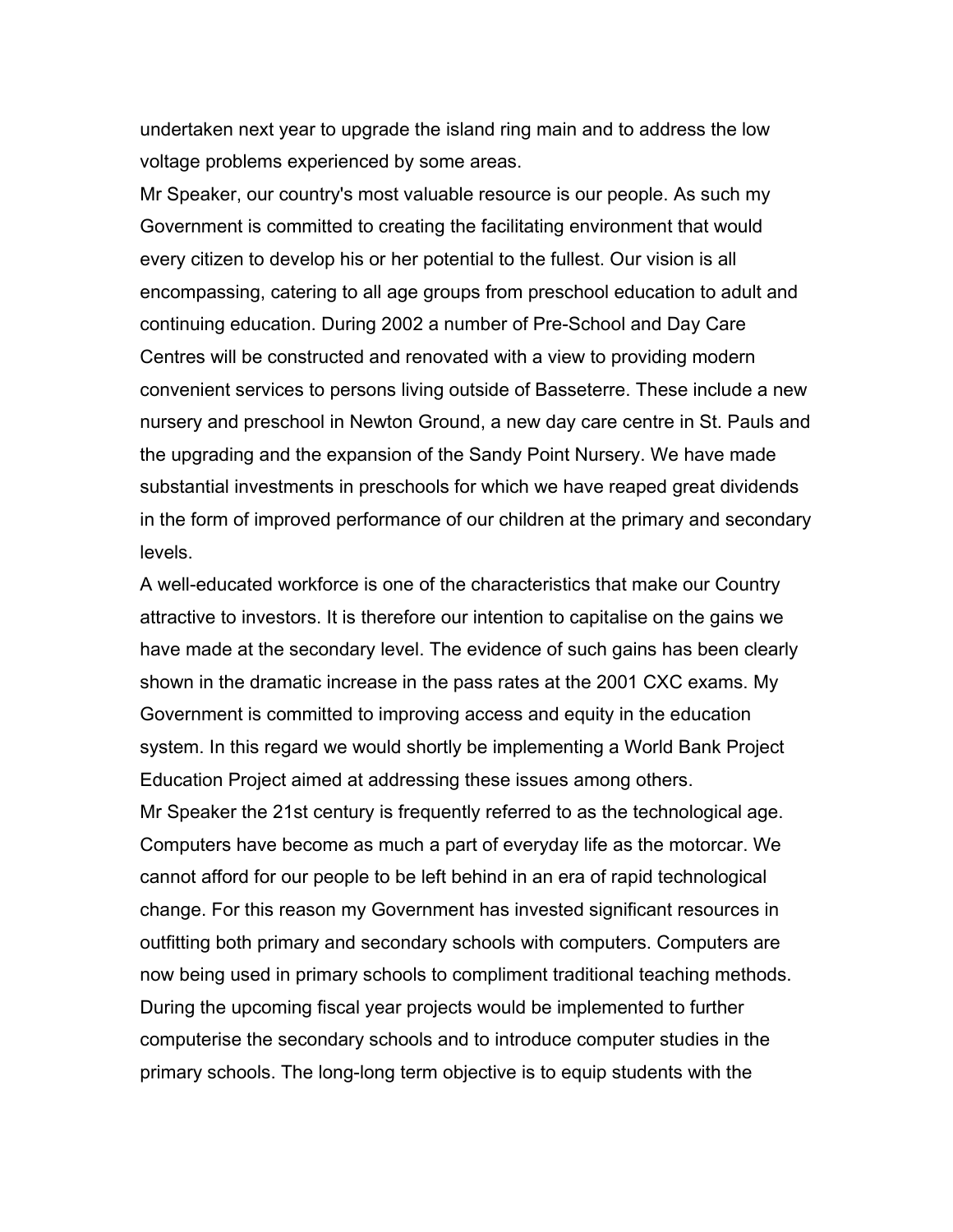undertaken next year to upgrade the island ring main and to address the low voltage problems experienced by some areas.

Mr Speaker, our country's most valuable resource is our people. As such my Government is committed to creating the facilitating environment that would every citizen to develop his or her potential to the fullest. Our vision is all encompassing, catering to all age groups from preschool education to adult and continuing education. During 2002 a number of Pre-School and Day Care Centres will be constructed and renovated with a view to providing modern convenient services to persons living outside of Basseterre. These include a new nursery and preschool in Newton Ground, a new day care centre in St. Pauls and the upgrading and the expansion of the Sandy Point Nursery. We have made substantial investments in preschools for which we have reaped great dividends in the form of improved performance of our children at the primary and secondary levels.

A well-educated workforce is one of the characteristics that make our Country attractive to investors. It is therefore our intention to capitalise on the gains we have made at the secondary level. The evidence of such gains has been clearly shown in the dramatic increase in the pass rates at the 2001 CXC exams. My Government is committed to improving access and equity in the education system. In this regard we would shortly be implementing a World Bank Project Education Project aimed at addressing these issues among others.

Mr Speaker the 21st century is frequently referred to as the technological age. Computers have become as much a part of everyday life as the motorcar. We cannot afford for our people to be left behind in an era of rapid technological change. For this reason my Government has invested significant resources in outfitting both primary and secondary schools with computers. Computers are now being used in primary schools to compliment traditional teaching methods. During the upcoming fiscal year projects would be implemented to further computerise the secondary schools and to introduce computer studies in the primary schools. The long-long term objective is to equip students with the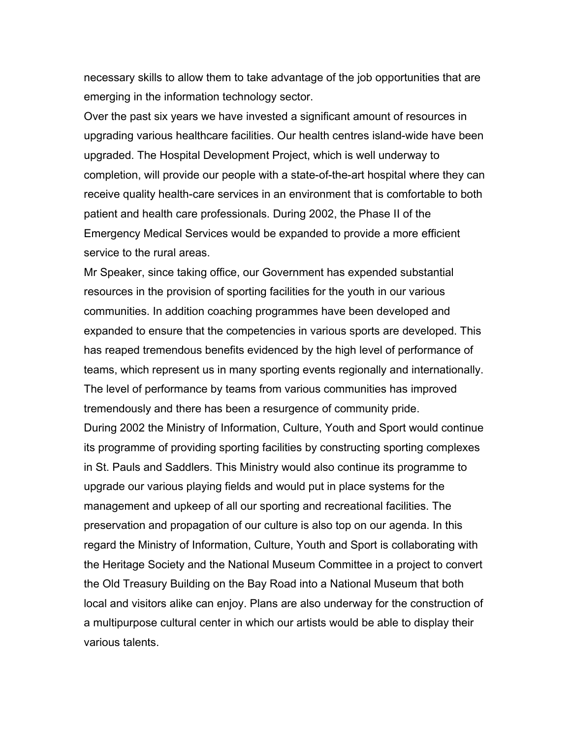necessary skills to allow them to take advantage of the job opportunities that are emerging in the information technology sector.

Over the past six years we have invested a significant amount of resources in upgrading various healthcare facilities. Our health centres island-wide have been upgraded. The Hospital Development Project, which is well underway to completion, will provide our people with a state-of-the-art hospital where they can receive quality health-care services in an environment that is comfortable to both patient and health care professionals. During 2002, the Phase II of the Emergency Medical Services would be expanded to provide a more efficient service to the rural areas.

Mr Speaker, since taking office, our Government has expended substantial resources in the provision of sporting facilities for the youth in our various communities. In addition coaching programmes have been developed and expanded to ensure that the competencies in various sports are developed. This has reaped tremendous benefits evidenced by the high level of performance of teams, which represent us in many sporting events regionally and internationally. The level of performance by teams from various communities has improved tremendously and there has been a resurgence of community pride.

During 2002 the Ministry of Information, Culture, Youth and Sport would continue its programme of providing sporting facilities by constructing sporting complexes in St. Pauls and Saddlers. This Ministry would also continue its programme to upgrade our various playing fields and would put in place systems for the management and upkeep of all our sporting and recreational facilities. The preservation and propagation of our culture is also top on our agenda. In this regard the Ministry of Information, Culture, Youth and Sport is collaborating with the Heritage Society and the National Museum Committee in a project to convert the Old Treasury Building on the Bay Road into a National Museum that both local and visitors alike can enjoy. Plans are also underway for the construction of a multipurpose cultural center in which our artists would be able to display their various talents.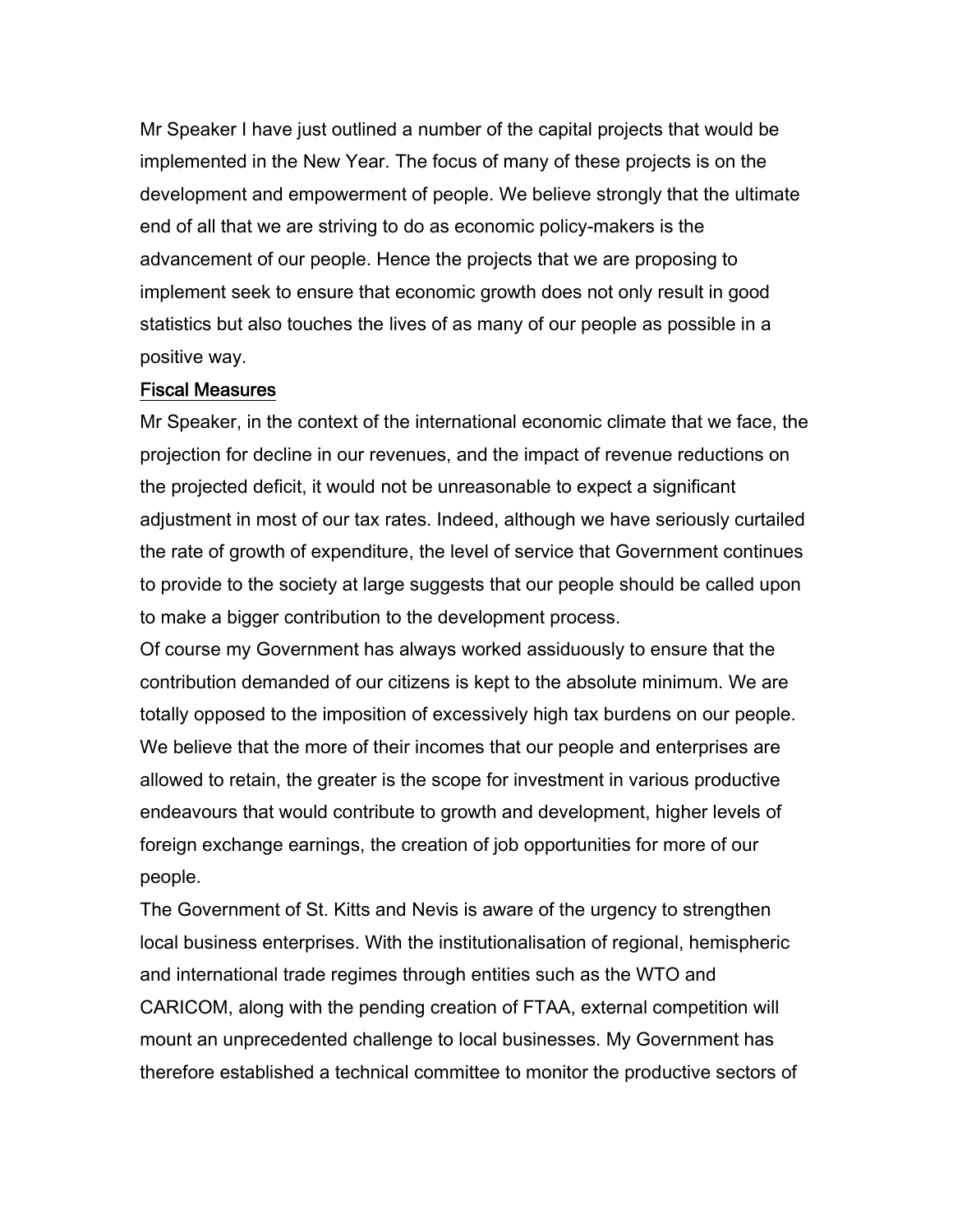Mr Speaker I have just outlined a number of the capital projects that would be implemented in the New Year. The focus of many of these projects is on the development and empowerment of people. We believe strongly that the ultimate end of all that we are striving to do as economic policy-makers is the advancement of our people. Hence the projects that we are proposing to implement seek to ensure that economic growth does not only result in good statistics but also touches the lives of as many of our people as possible in a positive way.

## Fiscal Measures

Mr Speaker, in the context of the international economic climate that we face, the projection for decline in our revenues, and the impact of revenue reductions on the projected deficit, it would not be unreasonable to expect a significant adjustment in most of our tax rates. Indeed, although we have seriously curtailed the rate of growth of expenditure, the level of service that Government continues to provide to the society at large suggests that our people should be called upon to make a bigger contribution to the development process.

Of course my Government has always worked assiduously to ensure that the contribution demanded of our citizens is kept to the absolute minimum. We are totally opposed to the imposition of excessively high tax burdens on our people. We believe that the more of their incomes that our people and enterprises are allowed to retain, the greater is the scope for investment in various productive endeavours that would contribute to growth and development, higher levels of foreign exchange earnings, the creation of job opportunities for more of our people.

The Government of St. Kitts and Nevis is aware of the urgency to strengthen local business enterprises. With the institutionalisation of regional, hemispheric and international trade regimes through entities such as the WTO and CARICOM, along with the pending creation of FTAA, external competition will mount an unprecedented challenge to local businesses. My Government has therefore established a technical committee to monitor the productive sectors of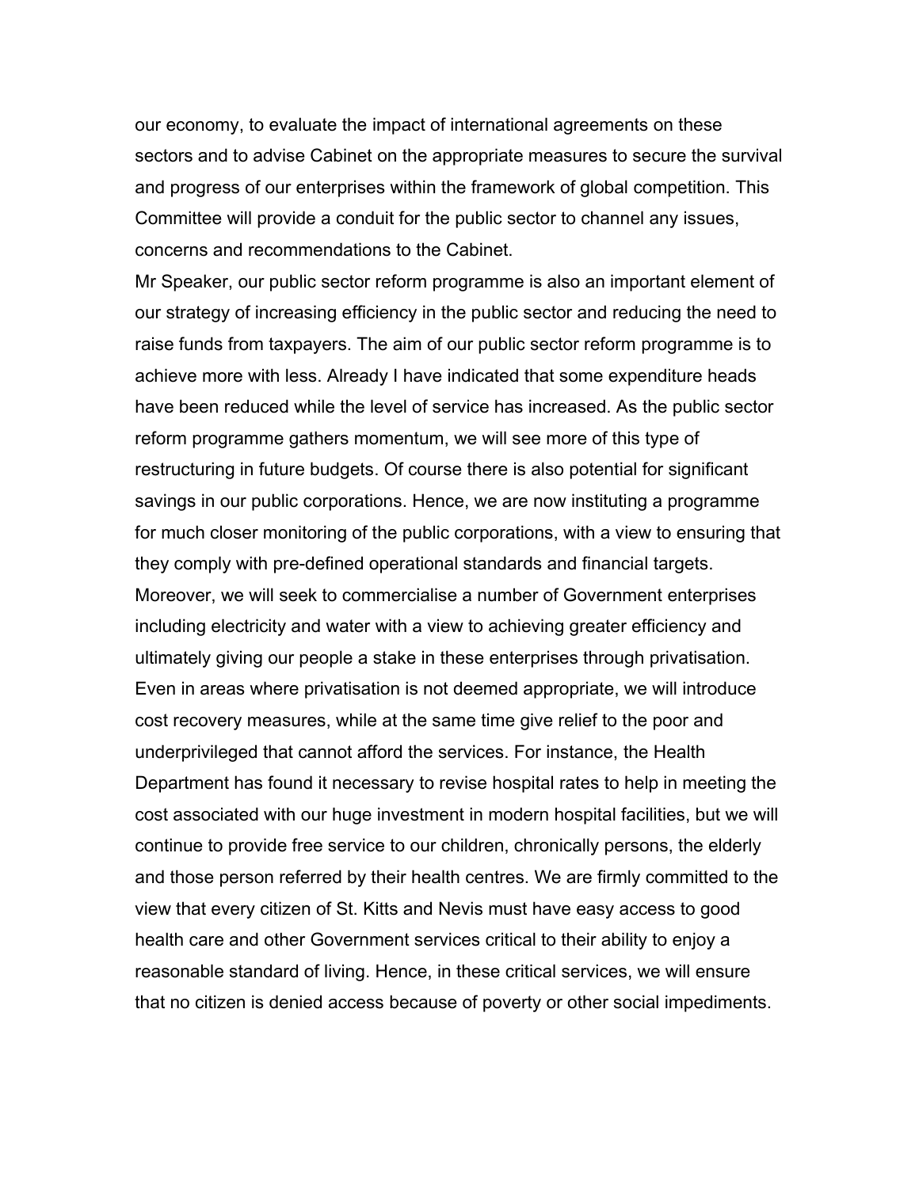our economy, to evaluate the impact of international agreements on these sectors and to advise Cabinet on the appropriate measures to secure the survival and progress of our enterprises within the framework of global competition. This Committee will provide a conduit for the public sector to channel any issues, concerns and recommendations to the Cabinet.

Mr Speaker, our public sector reform programme is also an important element of our strategy of increasing efficiency in the public sector and reducing the need to raise funds from taxpayers. The aim of our public sector reform programme is to achieve more with less. Already I have indicated that some expenditure heads have been reduced while the level of service has increased. As the public sector reform programme gathers momentum, we will see more of this type of restructuring in future budgets. Of course there is also potential for significant savings in our public corporations. Hence, we are now instituting a programme for much closer monitoring of the public corporations, with a view to ensuring that they comply with pre-defined operational standards and financial targets. Moreover, we will seek to commercialise a number of Government enterprises including electricity and water with a view to achieving greater efficiency and ultimately giving our people a stake in these enterprises through privatisation. Even in areas where privatisation is not deemed appropriate, we will introduce cost recovery measures, while at the same time give relief to the poor and underprivileged that cannot afford the services. For instance, the Health Department has found it necessary to revise hospital rates to help in meeting the cost associated with our huge investment in modern hospital facilities, but we will continue to provide free service to our children, chronically persons, the elderly and those person referred by their health centres. We are firmly committed to the view that every citizen of St. Kitts and Nevis must have easy access to good health care and other Government services critical to their ability to enjoy a reasonable standard of living. Hence, in these critical services, we will ensure that no citizen is denied access because of poverty or other social impediments.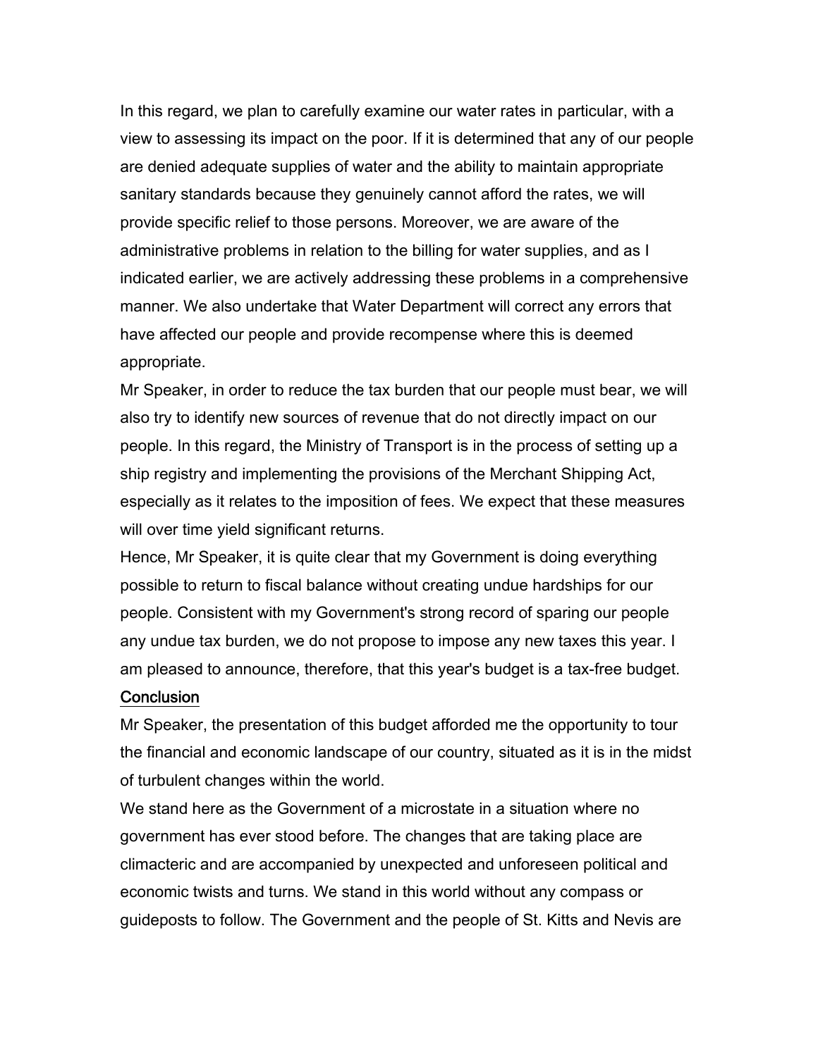In this regard, we plan to carefully examine our water rates in particular, with a view to assessing its impact on the poor. If it is determined that any of our people are denied adequate supplies of water and the ability to maintain appropriate sanitary standards because they genuinely cannot afford the rates, we will provide specific relief to those persons. Moreover, we are aware of the administrative problems in relation to the billing for water supplies, and as I indicated earlier, we are actively addressing these problems in a comprehensive manner. We also undertake that Water Department will correct any errors that have affected our people and provide recompense where this is deemed appropriate.

Mr Speaker, in order to reduce the tax burden that our people must bear, we will also try to identify new sources of revenue that do not directly impact on our people. In this regard, the Ministry of Transport is in the process of setting up a ship registry and implementing the provisions of the Merchant Shipping Act, especially as it relates to the imposition of fees. We expect that these measures will over time yield significant returns.

Hence, Mr Speaker, it is quite clear that my Government is doing everything possible to return to fiscal balance without creating undue hardships for our people. Consistent with my Government's strong record of sparing our people any undue tax burden, we do not propose to impose any new taxes this year. I am pleased to announce, therefore, that this year's budget is a tax-free budget.

## Conclusion

Mr Speaker, the presentation of this budget afforded me the opportunity to tour the financial and economic landscape of our country, situated as it is in the midst of turbulent changes within the world.

We stand here as the Government of a microstate in a situation where no government has ever stood before. The changes that are taking place are climacteric and are accompanied by unexpected and unforeseen political and economic twists and turns. We stand in this world without any compass or guideposts to follow. The Government and the people of St. Kitts and Nevis are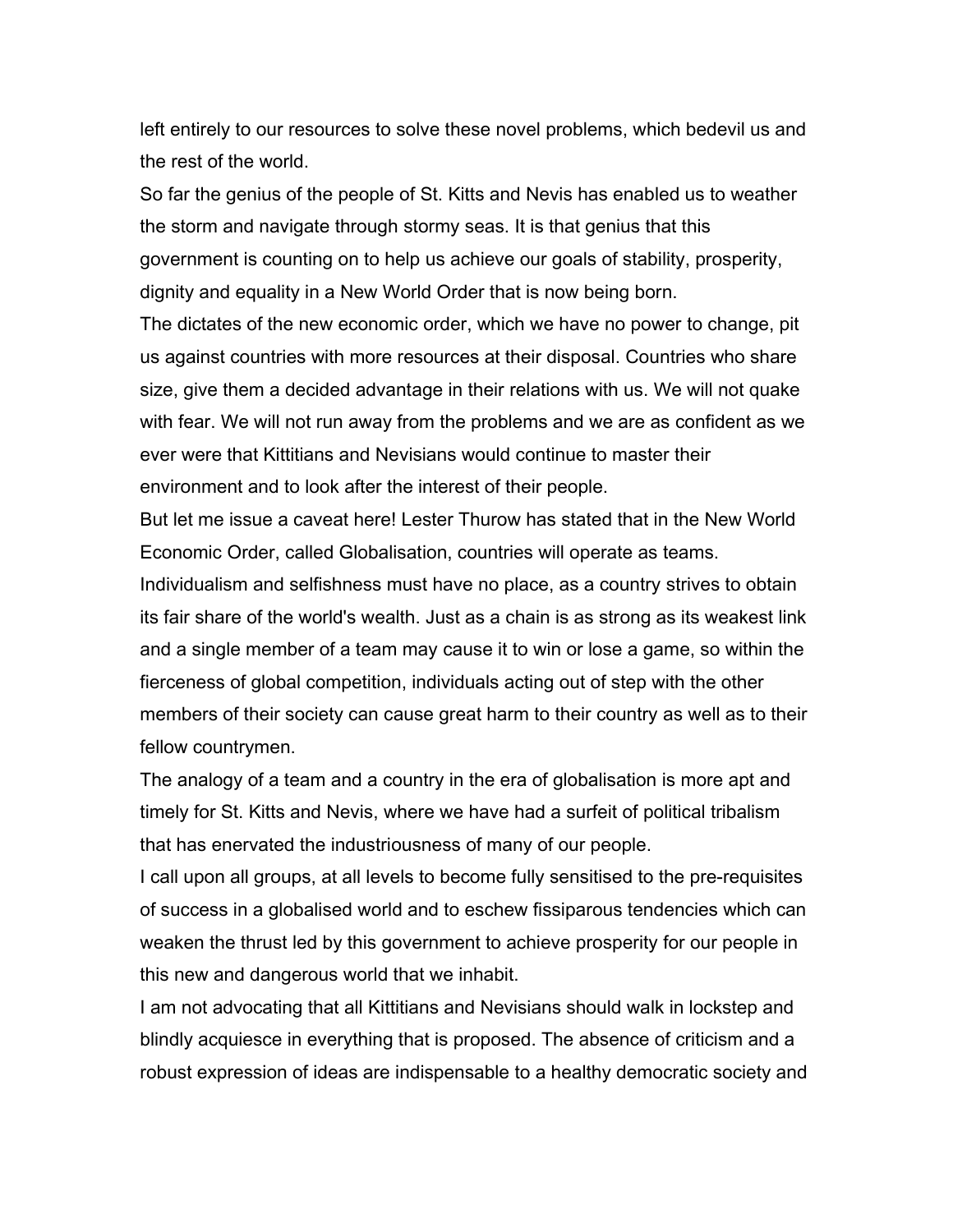left entirely to our resources to solve these novel problems, which bedevil us and the rest of the world.

So far the genius of the people of St. Kitts and Nevis has enabled us to weather the storm and navigate through stormy seas. It is that genius that this government is counting on to help us achieve our goals of stability, prosperity, dignity and equality in a New World Order that is now being born.

The dictates of the new economic order, which we have no power to change, pit us against countries with more resources at their disposal. Countries who share size, give them a decided advantage in their relations with us. We will not quake with fear. We will not run away from the problems and we are as confident as we ever were that Kittitians and Nevisians would continue to master their environment and to look after the interest of their people.

But let me issue a caveat here! Lester Thurow has stated that in the New World Economic Order, called Globalisation, countries will operate as teams. Individualism and selfishness must have no place, as a country strives to obtain its fair share of the world's wealth. Just as a chain is as strong as its weakest link and a single member of a team may cause it to win or lose a game, so within the fierceness of global competition, individuals acting out of step with the other members of their society can cause great harm to their country as well as to their fellow countrymen.

The analogy of a team and a country in the era of globalisation is more apt and timely for St. Kitts and Nevis, where we have had a surfeit of political tribalism that has enervated the industriousness of many of our people.

I call upon all groups, at all levels to become fully sensitised to the pre-requisites of success in a globalised world and to eschew fissiparous tendencies which can weaken the thrust led by this government to achieve prosperity for our people in this new and dangerous world that we inhabit.

I am not advocating that all Kittitians and Nevisians should walk in lockstep and blindly acquiesce in everything that is proposed. The absence of criticism and a robust expression of ideas are indispensable to a healthy democratic society and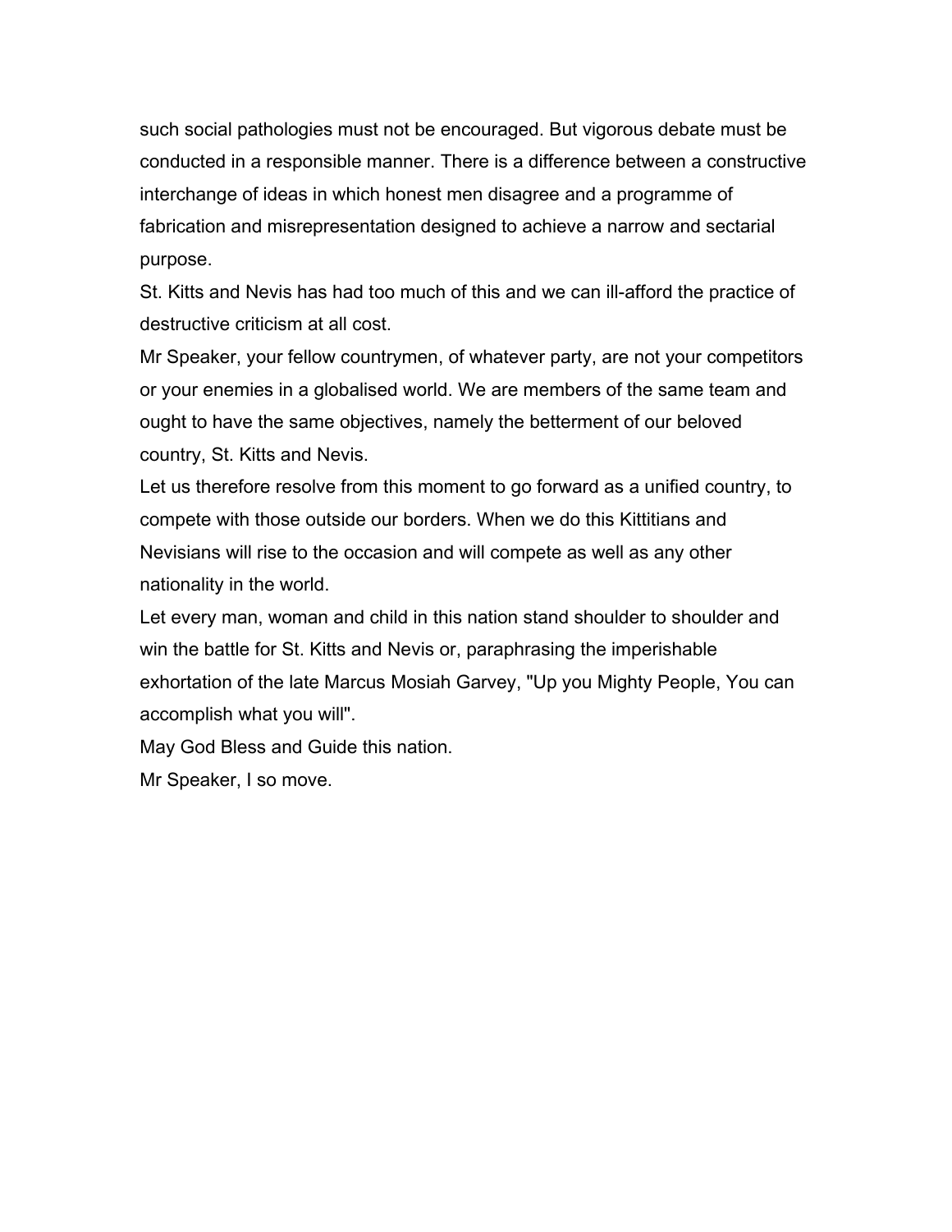such social pathologies must not be encouraged. But vigorous debate must be conducted in a responsible manner. There is a difference between a constructive interchange of ideas in which honest men disagree and a programme of fabrication and misrepresentation designed to achieve a narrow and sectarial purpose.

St. Kitts and Nevis has had too much of this and we can ill-afford the practice of destructive criticism at all cost.

Mr Speaker, your fellow countrymen, of whatever party, are not your competitors or your enemies in a globalised world. We are members of the same team and ought to have the same objectives, namely the betterment of our beloved country, St. Kitts and Nevis.

Let us therefore resolve from this moment to go forward as a unified country, to compete with those outside our borders. When we do this Kittitians and Nevisians will rise to the occasion and will compete as well as any other nationality in the world.

Let every man, woman and child in this nation stand shoulder to shoulder and win the battle for St. Kitts and Nevis or, paraphrasing the imperishable exhortation of the late Marcus Mosiah Garvey, "Up you Mighty People, You can accomplish what you will".

May God Bless and Guide this nation.

Mr Speaker, I so move.